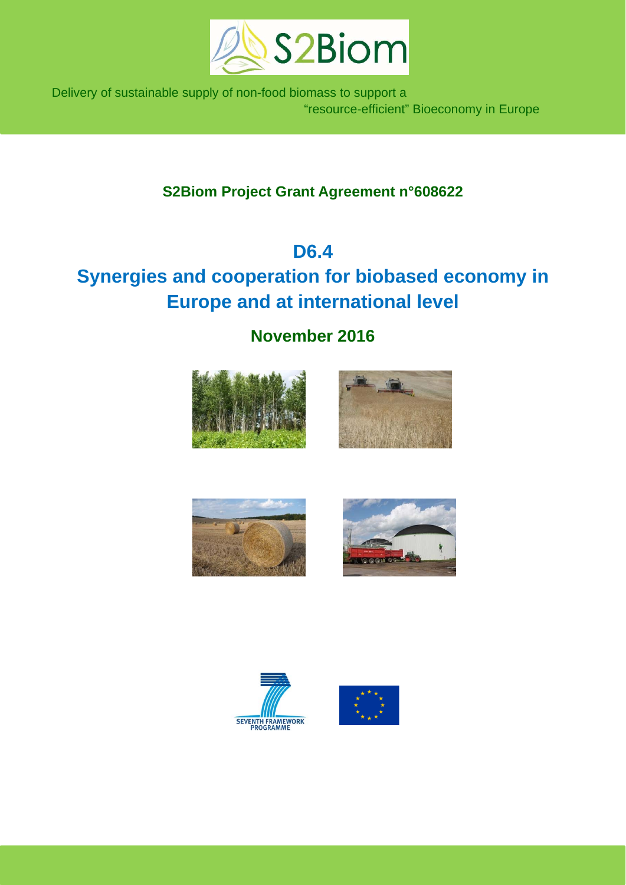S2Biom

Delivery of sustainable supply of non-food biomass to support a "resource-efficient" Bioeconomy in Europe

**S2Biom Project Grant Agreement n°608622**

# D6.4
# Synergies and cooperation for biobased economy in Europe and at international level

## November 2016

SEVENTH FRAMEWORK PROGRAMME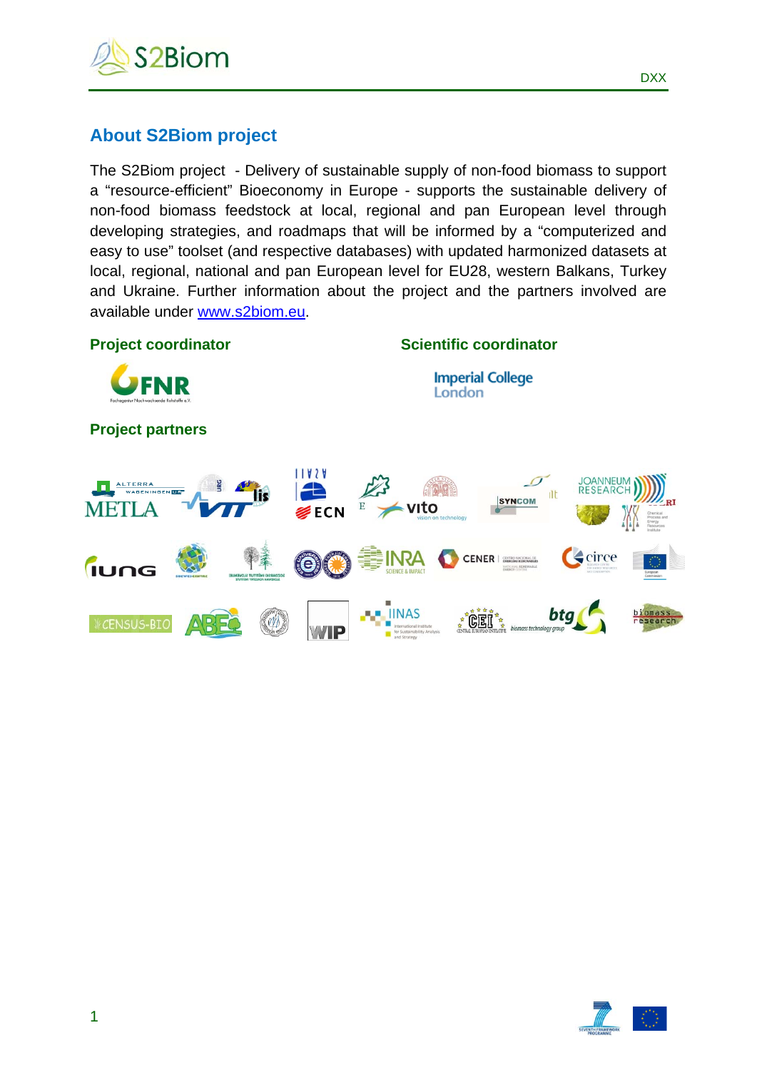## About S2Biom project

The S2Biom project - Delivery of sustainable supply of non-food biomass to support a "resource-efficient" Bioeconomy in Europe - supports the sustainable delivery of non-food biomass feedstock at local, regional and pan European level through developing strategies, and roadmaps that will be informed by a "computerized and easy to use" toolset (and respective databases) with updated harmonized datasets at local, regional, national and pan European level for EU28, western Balkans, Turkey and Ukraine. Further information about the project and the partners involved are available under www.s2biom.eu.

**Project coordinator**

**Scientific coordinator**

**Project partners**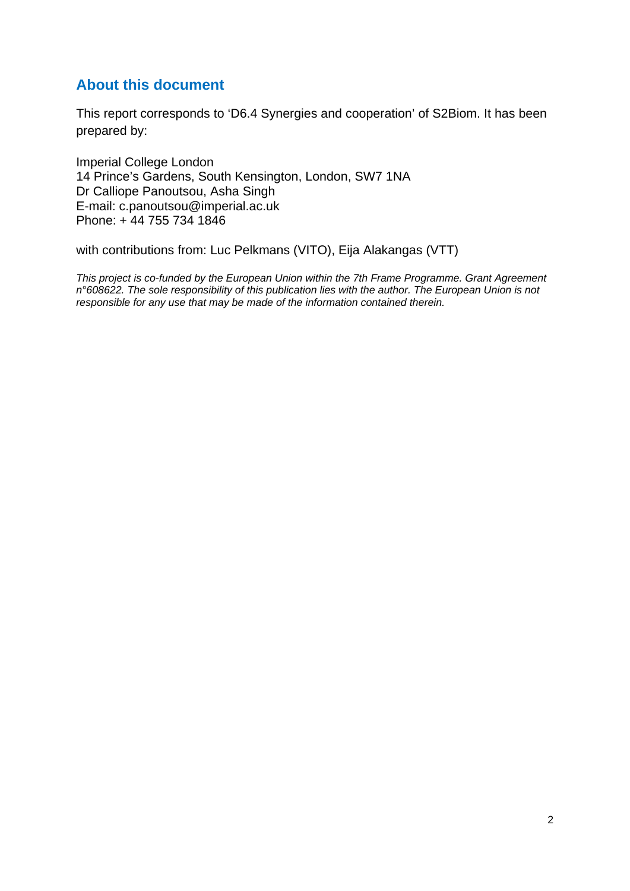## About this document

This report corresponds to 'D6.4 Synergies and cooperation' of S2Biom. It has been prepared by:

Imperial College London  
14 Prince's Gardens, South Kensington, London, SW7 1NA  
Dr Calliope Panoutsou, Asha Singh  
E-mail: c.panoutsou@imperial.ac.uk  
Phone: + 44 755 734 1846

with contributions from: Luc Pelkmans (VITO), Eija Alakangas (VTT)

*This project is co-funded by the European Union within the 7th Frame Programme. Grant Agreement n°608622. The sole responsibility of this publication lies with the author. The European Union is not responsible for any use that may be made of the information contained therein.*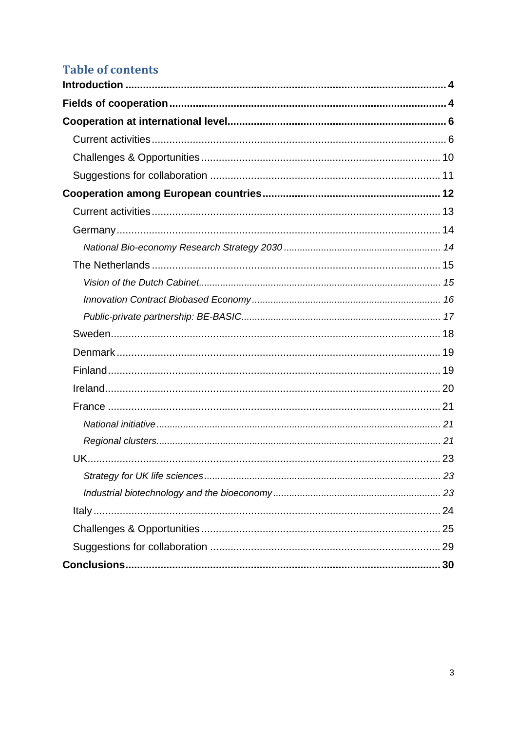## Table of contents

**Introduction ... 4**

**Fields of cooperation ... 4**

**Cooperation at international level ... 6**

- Current activities ... 6
- Challenges & Opportunities ... 10
- Suggestions for collaboration ... 11

**Cooperation among European countries ... 12**

- Current activities ... 13
- Germany ... 14
  - *National Bio-economy Research Strategy 2030 ... 14*
- The Netherlands ... 15
  - *Vision of the Dutch Cabinet ... 15*
  - *Innovation Contract Biobased Economy ... 16*
  - *Public-private partnership: BE-BASIC ... 17*
- Sweden ... 18
- Denmark ... 19
- Finland ... 19
- Ireland ... 20
- France ... 21
  - *National initiative ... 21*
  - *Regional clusters ... 21*
- UK ... 23
  - *Strategy for UK life sciences ... 23*
  - *Industrial biotechnology and the bioeconomy ... 23*
- Italy ... 24
- Challenges & Opportunities ... 25
- Suggestions for collaboration ... 29

**Conclusions ... 30**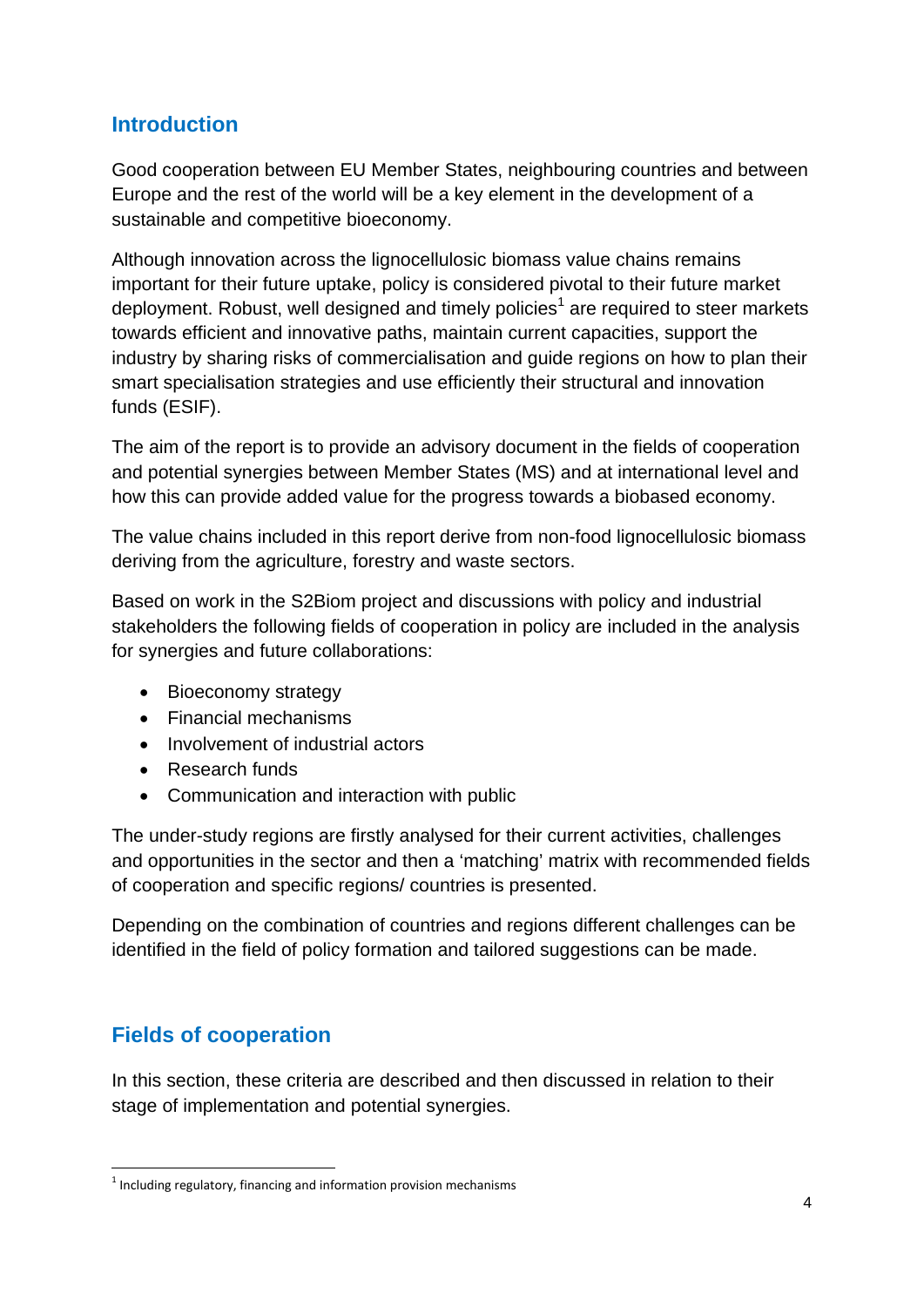## Introduction

Good cooperation between EU Member States, neighbouring countries and between Europe and the rest of the world will be a key element in the development of a sustainable and competitive bioeconomy.

Although innovation across the lignocellulosic biomass value chains remains important for their future uptake, policy is considered pivotal to their future market deployment. Robust, well designed and timely policies[1] are required to steer markets towards efficient and innovative paths, maintain current capacities, support the industry by sharing risks of commercialisation and guide regions on how to plan their smart specialisation strategies and use efficiently their structural and innovation funds (ESIF).

The aim of the report is to provide an advisory document in the fields of cooperation and potential synergies between Member States (MS) and at international level and how this can provide added value for the progress towards a biobased economy.

The value chains included in this report derive from non-food lignocellulosic biomass deriving from the agriculture, forestry and waste sectors.

Based on work in the S2Biom project and discussions with policy and industrial stakeholders the following fields of cooperation in policy are included in the analysis for synergies and future collaborations:

- Bioeconomy strategy
- Financial mechanisms
- Involvement of industrial actors
- Research funds
- Communication and interaction with public

The under-study regions are firstly analysed for their current activities, challenges and opportunities in the sector and then a 'matching' matrix with recommended fields of cooperation and specific regions/ countries is presented.

Depending on the combination of countries and regions different challenges can be identified in the field of policy formation and tailored suggestions can be made.

## Fields of cooperation

In this section, these criteria are described and then discussed in relation to their stage of implementation and potential synergies.

[1] Including regulatory, financing and information provision mechanisms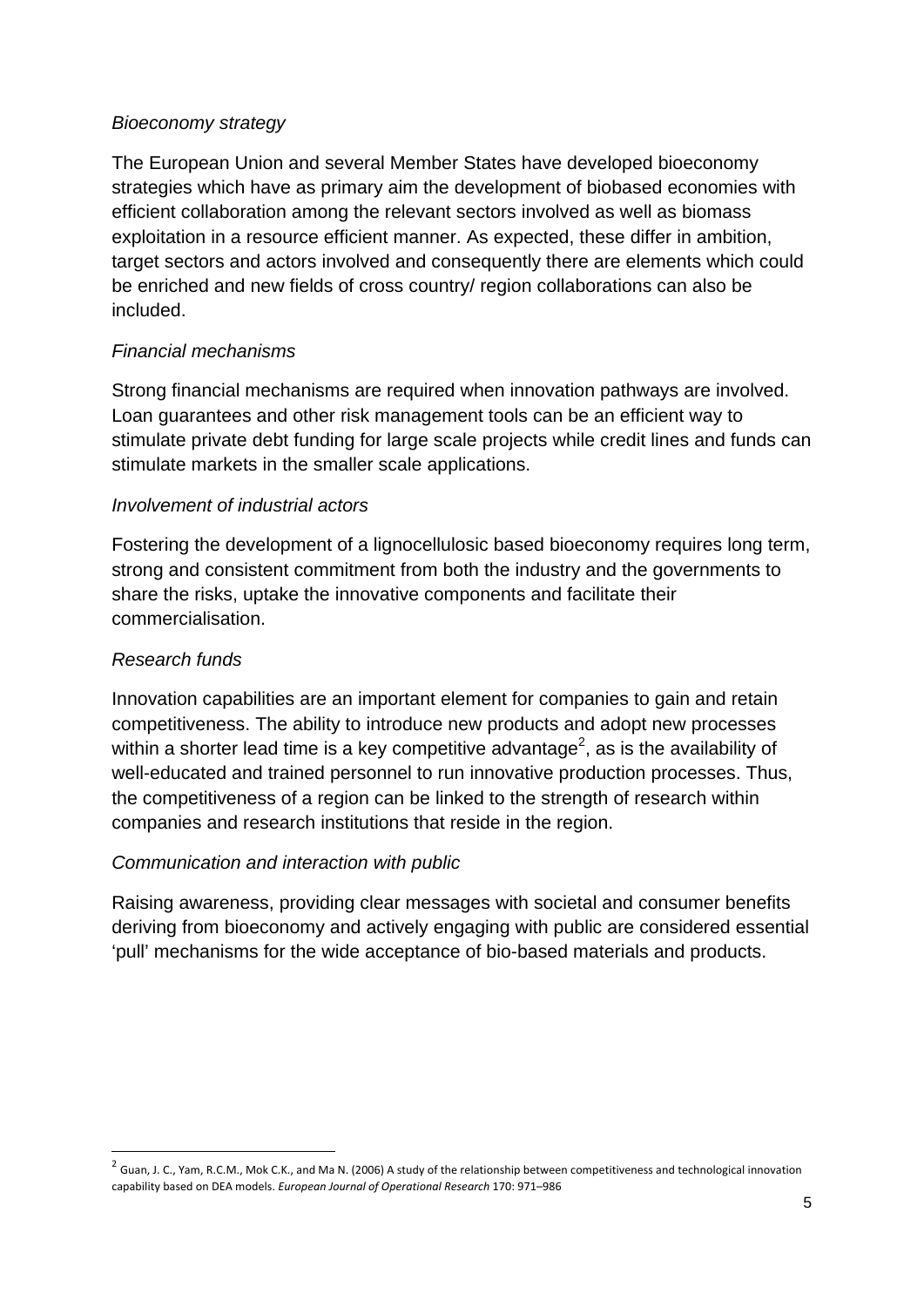*Bioeconomy strategy*

The European Union and several Member States have developed bioeconomy strategies which have as primary aim the development of biobased economies with efficient collaboration among the relevant sectors involved as well as biomass exploitation in a resource efficient manner. As expected, these differ in ambition, target sectors and actors involved and consequently there are elements which could be enriched and new fields of cross country/ region collaborations can also be included.

*Financial mechanisms*

Strong financial mechanisms are required when innovation pathways are involved. Loan guarantees and other risk management tools can be an efficient way to stimulate private debt funding for large scale projects while credit lines and funds can stimulate markets in the smaller scale applications.

*Involvement of industrial actors*

Fostering the development of a lignocellulosic based bioeconomy requires long term, strong and consistent commitment from both the industry and the governments to share the risks, uptake the innovative components and facilitate their commercialisation.

*Research funds*

Innovation capabilities are an important element for companies to gain and retain competitiveness. The ability to introduce new products and adopt new processes within a shorter lead time is a key competitive advantage[2], as is the availability of well-educated and trained personnel to run innovative production processes. Thus, the competitiveness of a region can be linked to the strength of research within companies and research institutions that reside in the region.

*Communication and interaction with public*

Raising awareness, providing clear messages with societal and consumer benefits deriving from bioeconomy and actively engaging with public are considered essential 'pull' mechanisms for the wide acceptance of bio-based materials and products.

---

[2] Guan, J. C., Yam, R.C.M., Mok C.K., and Ma N. (2006) A study of the relationship between competitiveness and technological innovation capability based on DEA models. *European Journal of Operational Research* 170: 971–986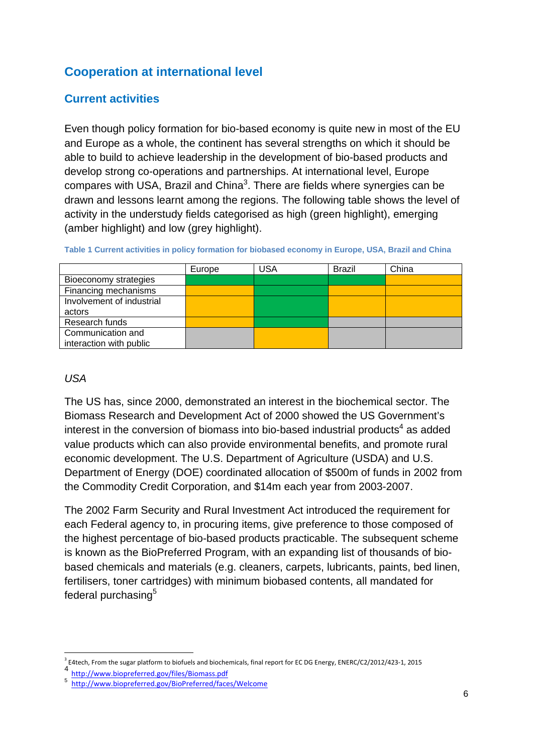## Cooperation at international level

### Current activities

Even though policy formation for bio-based economy is quite new in most of the EU and Europe as a whole, the continent has several strengths on which it should be able to build to achieve leadership in the development of bio-based products and develop strong co-operations and partnerships. At international level, Europe compares with USA, Brazil and China[3]. There are fields where synergies can be drawn and lessons learnt among the regions. The following table shows the level of activity in the understudy fields categorised as high (green highlight), emerging (amber highlight) and low (grey highlight).

**Table 1 Current activities in policy formation for biobased economy in Europe, USA, Brazil and China**

| | Europe | USA | Brazil | China |
|---|---|---|---|---|
| Bioeconomy strategies | High (green) | High (green) | High (green) | Emerging (amber) |
| Financing mechanisms | Emerging (amber) | High (green) | Emerging (amber) | Emerging (amber) |
| Involvement of industrial actors | Emerging (amber) | High (green) | Emerging (amber) | Emerging (amber) |
| Research funds | Emerging (amber) | High (green) | Low (grey) | Low (grey) |
| Communication and interaction with public | Low (grey) | Emerging (amber) | Low (grey) | Low (grey) |

*USA*

The US has, since 2000, demonstrated an interest in the biochemical sector. The Biomass Research and Development Act of 2000 showed the US Government's interest in the conversion of biomass into bio-based industrial products[4] as added value products which can also provide environmental benefits, and promote rural economic development. The U.S. Department of Agriculture (USDA) and U.S. Department of Energy (DOE) coordinated allocation of $500m of funds in 2002 from the Commodity Credit Corporation, and $14m each year from 2003-2007.

The 2002 Farm Security and Rural Investment Act introduced the requirement for each Federal agency to, in procuring items, give preference to those composed of the highest percentage of bio-based products practicable. The subsequent scheme is known as the BioPreferred Program, with an expanding list of thousands of bio-based chemicals and materials (e.g. cleaners, carpets, lubricants, paints, bed linen, fertilisers, toner cartridges) with minimum biobased contents, all mandated for federal purchasing[5]

---

[3] E4tech, From the sugar platform to biofuels and biochemicals, final report for EC DG Energy, ENERC/C2/2012/423-1, 2015

[4] http://www.biopreferred.gov/files/Biomass.pdf

[5] http://www.biopreferred.gov/BioPreferred/faces/Welcome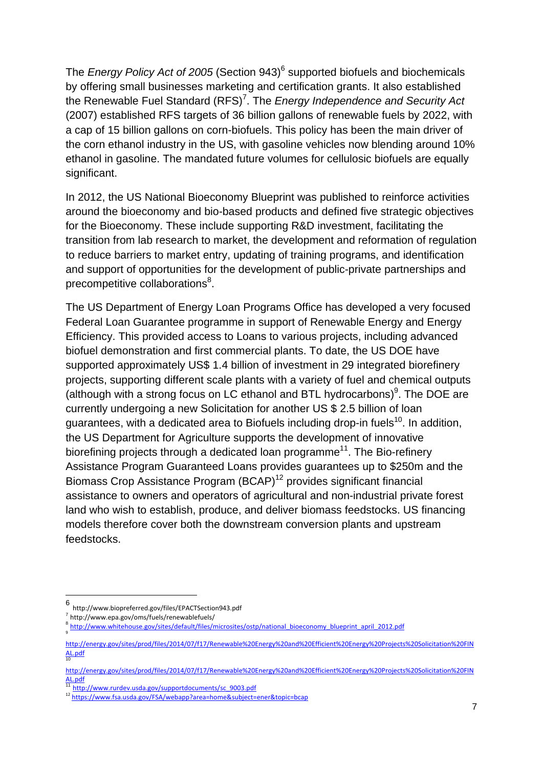The *Energy Policy Act of 2005* (Section 943)[6] supported biofuels and biochemicals by offering small businesses marketing and certification grants. It also established the Renewable Fuel Standard (RFS)[7]. The *Energy Independence and Security Act* (2007) established RFS targets of 36 billion gallons of renewable fuels by 2022, with a cap of 15 billion gallons on corn-biofuels. This policy has been the main driver of the corn ethanol industry in the US, with gasoline vehicles now blending around 10% ethanol in gasoline. The mandated future volumes for cellulosic biofuels are equally significant.

In 2012, the US National Bioeconomy Blueprint was published to reinforce activities around the bioeconomy and bio-based products and defined five strategic objectives for the Bioeconomy. These include supporting R&D investment, facilitating the transition from lab research to market, the development and reformation of regulation to reduce barriers to market entry, updating of training programs, and identification and support of opportunities for the development of public-private partnerships and precompetitive collaborations[8].

The US Department of Energy Loan Programs Office has developed a very focused Federal Loan Guarantee programme in support of Renewable Energy and Energy Efficiency. This provided access to Loans to various projects, including advanced biofuel demonstration and first commercial plants. To date, the US DOE have supported approximately US$ 1.4 billion of investment in 29 integrated biorefinery projects, supporting different scale plants with a variety of fuel and chemical outputs (although with a strong focus on LC ethanol and BTL hydrocarbons)[9]. The DOE are currently undergoing a new Solicitation for another US $ 2.5 billion of loan guarantees, with a dedicated area to Biofuels including drop-in fuels[10]. In addition, the US Department for Agriculture supports the development of innovative biorefining projects through a dedicated loan programme[11]. The Bio-refinery Assistance Program Guaranteed Loans provides guarantees up to $250m and the Biomass Crop Assistance Program (BCAP)[12] provides significant financial assistance to owners and operators of agricultural and non-industrial private forest land who wish to establish, produce, and deliver biomass feedstocks. US financing models therefore cover both the downstream conversion plants and upstream feedstocks.

---

[6] http://www.biopreferred.gov/files/EPACTSection943.pdf

[7] http://www.epa.gov/oms/fuels/renewablefuels/

[8] http://www.whitehouse.gov/sites/default/files/microsites/ostp/national_bioeconomy_blueprint_april_2012.pdf

[9] http://energy.gov/sites/prod/files/2014/07/f17/Renewable%20Energy%20and%20Efficient%20Energy%20Projects%20Solicitation%20FINAL.pdf

[10] http://energy.gov/sites/prod/files/2014/07/f17/Renewable%20Energy%20and%20Efficient%20Energy%20Projects%20Solicitation%20FINAL.pdf

[11] http://www.rurdev.usda.gov/supportdocuments/sc_9003.pdf

[12] https://www.fsa.usda.gov/FSA/webapp?area=home&subject=ener&topic=bcap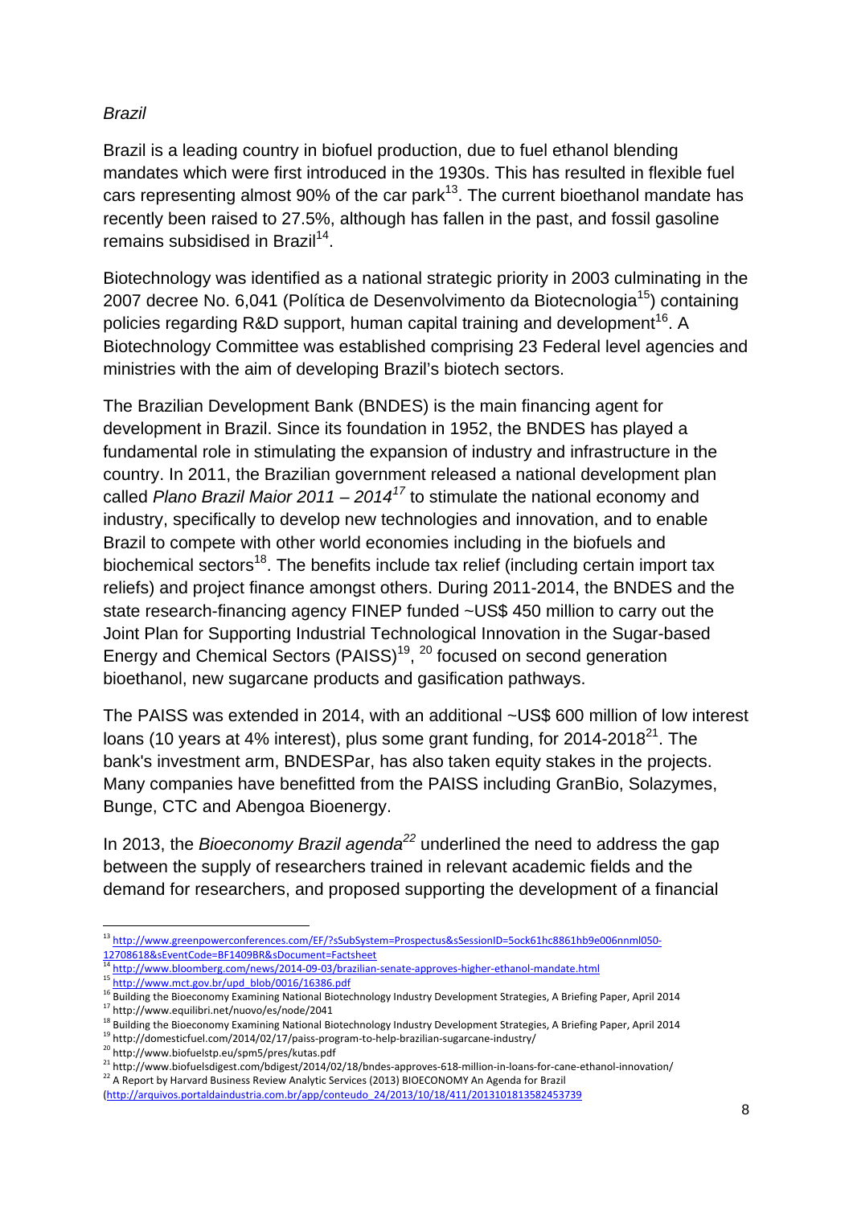*Brazil*

Brazil is a leading country in biofuel production, due to fuel ethanol blending mandates which were first introduced in the 1930s. This has resulted in flexible fuel cars representing almost 90% of the car park[13]. The current bioethanol mandate has recently been raised to 27.5%, although has fallen in the past, and fossil gasoline remains subsidised in Brazil[14].

Biotechnology was identified as a national strategic priority in 2003 culminating in the 2007 decree No. 6,041 (Política de Desenvolvimento da Biotecnologia[15]) containing policies regarding R&D support, human capital training and development[16]. A Biotechnology Committee was established comprising 23 Federal level agencies and ministries with the aim of developing Brazil's biotech sectors.

The Brazilian Development Bank (BNDES) is the main financing agent for development in Brazil. Since its foundation in 1952, the BNDES has played a fundamental role in stimulating the expansion of industry and infrastructure in the country. In 2011, the Brazilian government released a national development plan called *Plano Brazil Maior 2011 – 2014*[17] to stimulate the national economy and industry, specifically to develop new technologies and innovation, and to enable Brazil to compete with other world economies including in the biofuels and biochemical sectors[18]. The benefits include tax relief (including certain import tax reliefs) and project finance amongst others. During 2011-2014, the BNDES and the state research-financing agency FINEP funded ~US$ 450 million to carry out the Joint Plan for Supporting Industrial Technological Innovation in the Sugar-based Energy and Chemical Sectors (PAISS)[19], [20] focused on second generation bioethanol, new sugarcane products and gasification pathways.

The PAISS was extended in 2014, with an additional ~US$ 600 million of low interest loans (10 years at 4% interest), plus some grant funding, for 2014-2018[21]. The bank's investment arm, BNDESPar, has also taken equity stakes in the projects. Many companies have benefitted from the PAISS including GranBio, Solazymes, Bunge, CTC and Abengoa Bioenergy.

In 2013, the *Bioeconomy Brazil agenda*[22] underlined the need to address the gap between the supply of researchers trained in relevant academic fields and the demand for researchers, and proposed supporting the development of a financial

---

[13] http://www.greenpowerconferences.com/EF/?sSubSystem=Prospectus&sSessionID=5ock61hc8861hb9e006nnml050-12708618&sEventCode=BF1409BR&sDocument=Factsheet

[14] http://www.bloomberg.com/news/2014-09-03/brazilian-senate-approves-higher-ethanol-mandate.html

[15] http://www.mct.gov.br/upd_blob/0016/16386.pdf

[16] Building the Bioeconomy Examining National Biotechnology Industry Development Strategies, A Briefing Paper, April 2014

[17] http://www.equilibri.net/nuovo/es/node/2041

[18] Building the Bioeconomy Examining National Biotechnology Industry Development Strategies, A Briefing Paper, April 2014

[19] http://domesticfuel.com/2014/02/17/paiss-program-to-help-brazilian-sugarcane-industry/

[20] http://www.biofuelstp.eu/spm5/pres/kutas.pdf

[21] http://www.biofuelsdigest.com/bdigest/2014/02/18/bndes-approves-618-million-in-loans-for-cane-ethanol-innovation/

[22] A Report by Harvard Business Review Analytic Services (2013) BIOECONOMY An Agenda for Brazil (http://arquivos.portaldaindustria.com.br/app/conteudo_24/2013/10/18/411/20131018135824537​39)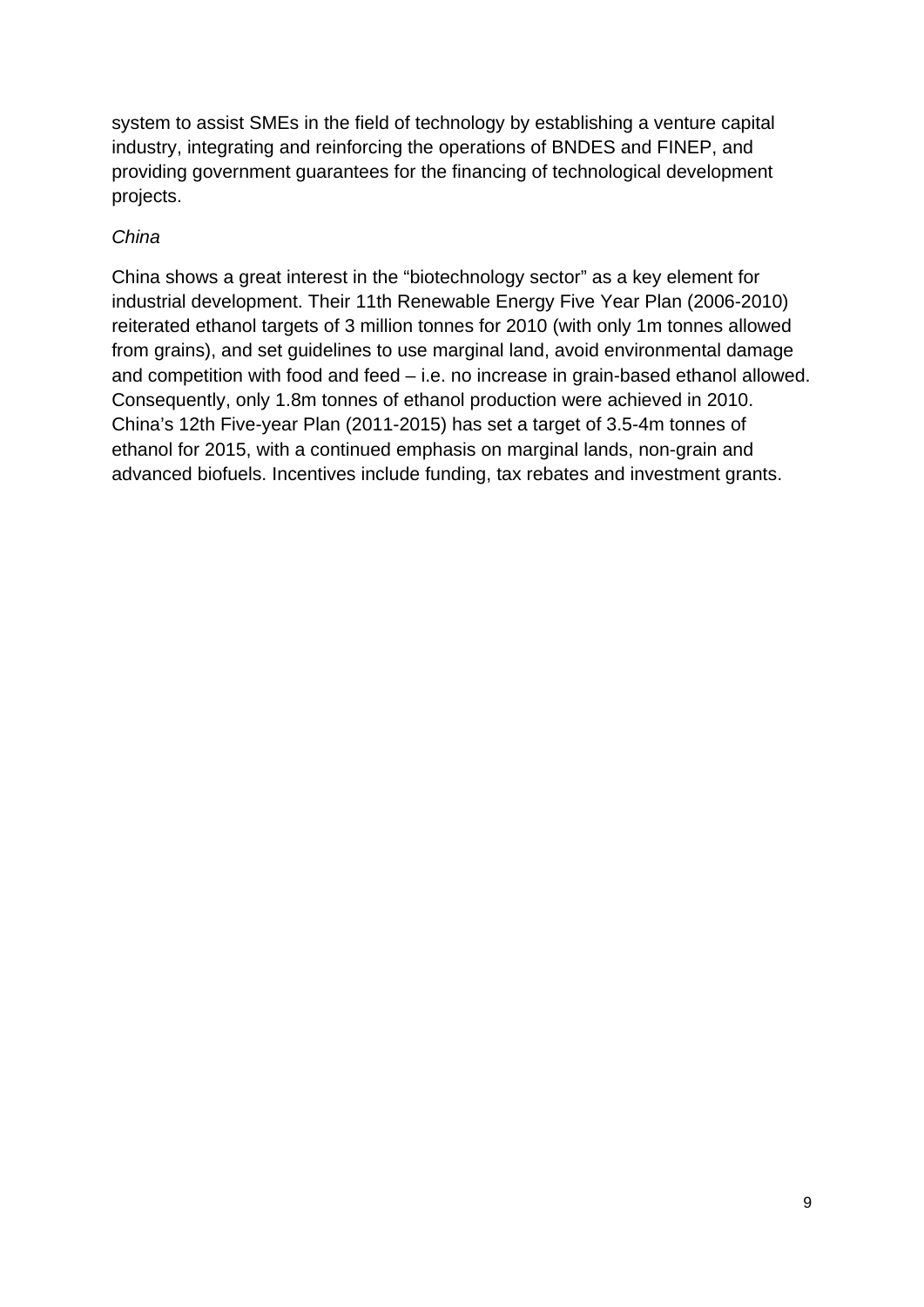system to assist SMEs in the field of technology by establishing a venture capital industry, integrating and reinforcing the operations of BNDES and FINEP, and providing government guarantees for the financing of technological development projects.

*China*

China shows a great interest in the “biotechnology sector” as a key element for industrial development. Their 11th Renewable Energy Five Year Plan (2006-2010) reiterated ethanol targets of 3 million tonnes for 2010 (with only 1m tonnes allowed from grains), and set guidelines to use marginal land, avoid environmental damage and competition with food and feed – i.e. no increase in grain-based ethanol allowed. Consequently, only 1.8m tonnes of ethanol production were achieved in 2010. China’s 12th Five-year Plan (2011-2015) has set a target of 3.5-4m tonnes of ethanol for 2015, with a continued emphasis on marginal lands, non-grain and advanced biofuels. Incentives include funding, tax rebates and investment grants.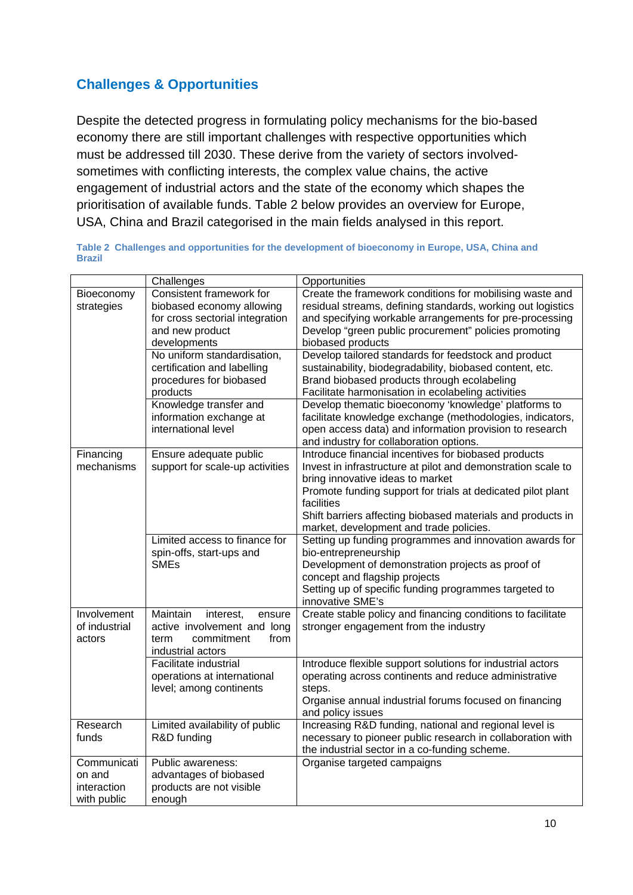## Challenges & Opportunities

Despite the detected progress in formulating policy mechanisms for the bio-based economy there are still important challenges with respective opportunities which must be addressed till 2030. These derive from the variety of sectors involved-sometimes with conflicting interests, the complex value chains, the active engagement of industrial actors and the state of the economy which shapes the prioritisation of available funds. Table 2 below provides an overview for Europe, USA, China and Brazil categorised in the main fields analysed in this report.

**Table 2 Challenges and opportunities for the development of bioeconomy in Europe, USA, China and Brazil**

| | Challenges | Opportunities |
|---|---|---|
| Bioeconomy strategies | Consistent framework for biobased economy allowing for cross sectorial integration and new product developments | Create the framework conditions for mobilising waste and residual streams, defining standards, working out logistics and specifying workable arrangements for pre-processing<br>Develop "green public procurement" policies promoting biobased products |
| | No uniform standardisation, certification and labelling procedures for biobased products | Develop tailored standards for feedstock and product sustainability, biodegradability, biobased content, etc.<br>Brand biobased products through ecolabeling<br>Facilitate harmonisation in ecolabeling activities |
| | Knowledge transfer and information exchange at international level | Develop thematic bioeconomy 'knowledge' platforms to facilitate knowledge exchange (methodologies, indicators, open access data) and information provision to research and industry for collaboration options. |
| Financing mechanisms | Ensure adequate public support for scale-up activities | Introduce financial incentives for biobased products<br>Invest in infrastructure at pilot and demonstration scale to bring innovative ideas to market<br>Promote funding support for trials at dedicated pilot plant facilities<br>Shift barriers affecting biobased materials and products in market, development and trade policies. |
| | Limited access to finance for spin-offs, start-ups and SMEs | Setting up funding programmes and innovation awards for bio-entrepreneurship<br>Development of demonstration projects as proof of concept and flagship projects<br>Setting up of specific funding programmes targeted to innovative SME's |
| Involvement of industrial actors | Maintain interest, ensure active involvement and long term commitment from industrial actors | Create stable policy and financing conditions to facilitate stronger engagement from the industry |
| | Facilitate industrial operations at international level; among continents | Introduce flexible support solutions for industrial actors operating across continents and reduce administrative steps.<br>Organise annual industrial forums focused on financing and policy issues |
| Research funds | Limited availability of public R&D funding | Increasing R&D funding, national and regional level is necessary to pioneer public research in collaboration with the industrial sector in a co-funding scheme. |
| Communication and interaction with public | Public awareness: advantages of biobased products are not visible enough | Organise targeted campaigns |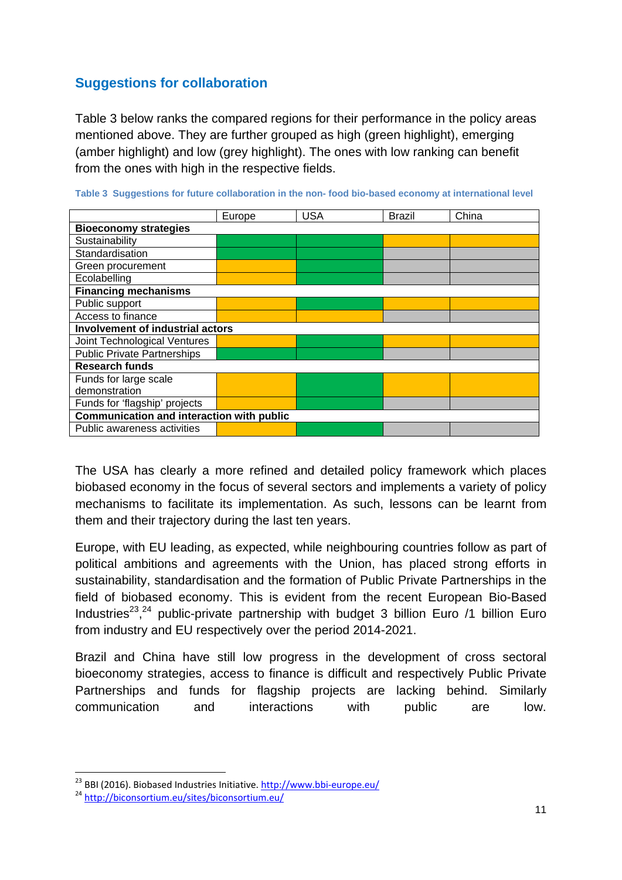## Suggestions for collaboration

Table 3 below ranks the compared regions for their performance in the policy areas mentioned above. They are further grouped as high (green highlight), emerging (amber highlight) and low (grey highlight). The ones with low ranking can benefit from the ones with high in the respective fields.

**Table 3 Suggestions for future collaboration in the non- food bio-based economy at international level**

| | Europe | USA | Brazil | China |
|---|---|---|---|---|
| **Bioeconomy strategies** | | | | |
| Sustainability | High | High | Emerging | Emerging |
| Standardisation | High | High | Low | Low |
| Green procurement | Emerging | High | Low | Low |
| Ecolabelling | Emerging | High | Low | Low |
| **Financing mechanisms** | | | | |
| Public support | Emerging | High | Emerging | Emerging |
| Access to finance | Emerging | Emerging | Low | Low |
| **Involvement of industrial actors** | | | | |
| Joint Technological Ventures | Emerging | High | Emerging | Emerging |
| Public Private Partnerships | High | High | Low | Low |
| **Research funds** | | | | |
| Funds for large scale demonstration | Emerging | High | Emerging | Emerging |
| Funds for 'flagship' projects | Emerging | High | Low | Low |
| **Communication and interaction with public** | | | | |
| Public awareness activities | Emerging | High | Low | Low |

The USA has clearly a more refined and detailed policy framework which places biobased economy in the focus of several sectors and implements a variety of policy mechanisms to facilitate its implementation. As such, lessons can be learnt from them and their trajectory during the last ten years.

Europe, with EU leading, as expected, while neighbouring countries follow as part of political ambitions and agreements with the Union, has placed strong efforts in sustainability, standardisation and the formation of Public Private Partnerships in the field of biobased economy. This is evident from the recent European Bio-Based Industries[23],[24] public-private partnership with budget 3 billion Euro /1 billion Euro from industry and EU respectively over the period 2014-2021.

Brazil and China have still low progress in the development of cross sectoral bioeconomy strategies, access to finance is difficult and respectively Public Private Partnerships and funds for flagship projects are lacking behind. Similarly communication and interactions with public are low.

---

[23] BBI (2016). Biobased Industries Initiative. http://www.bbi-europe.eu/

[24] http://biconsortium.eu/sites/biconsortium.eu/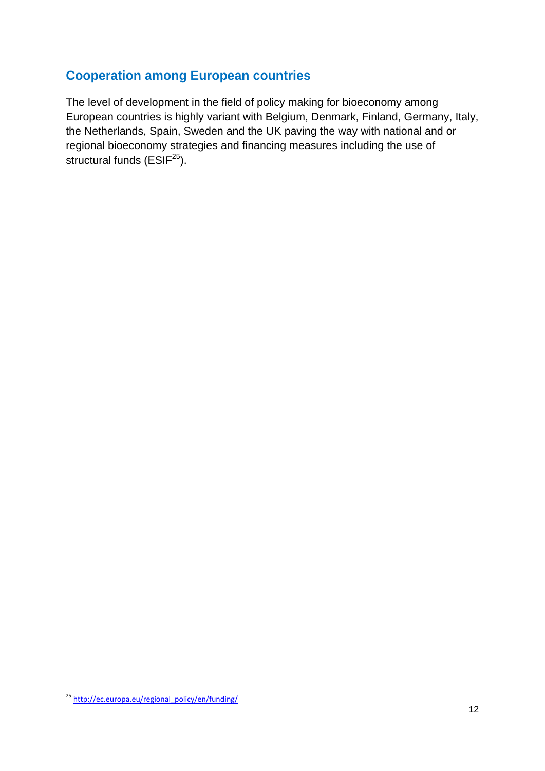## Cooperation among European countries

The level of development in the field of policy making for bioeconomy among European countries is highly variant with Belgium, Denmark, Finland, Germany, Italy, the Netherlands, Spain, Sweden and the UK paving the way with national and or regional bioeconomy strategies and financing measures including the use of structural funds (ESIF[25]).

[25] http://ec.europa.eu/regional_policy/en/funding/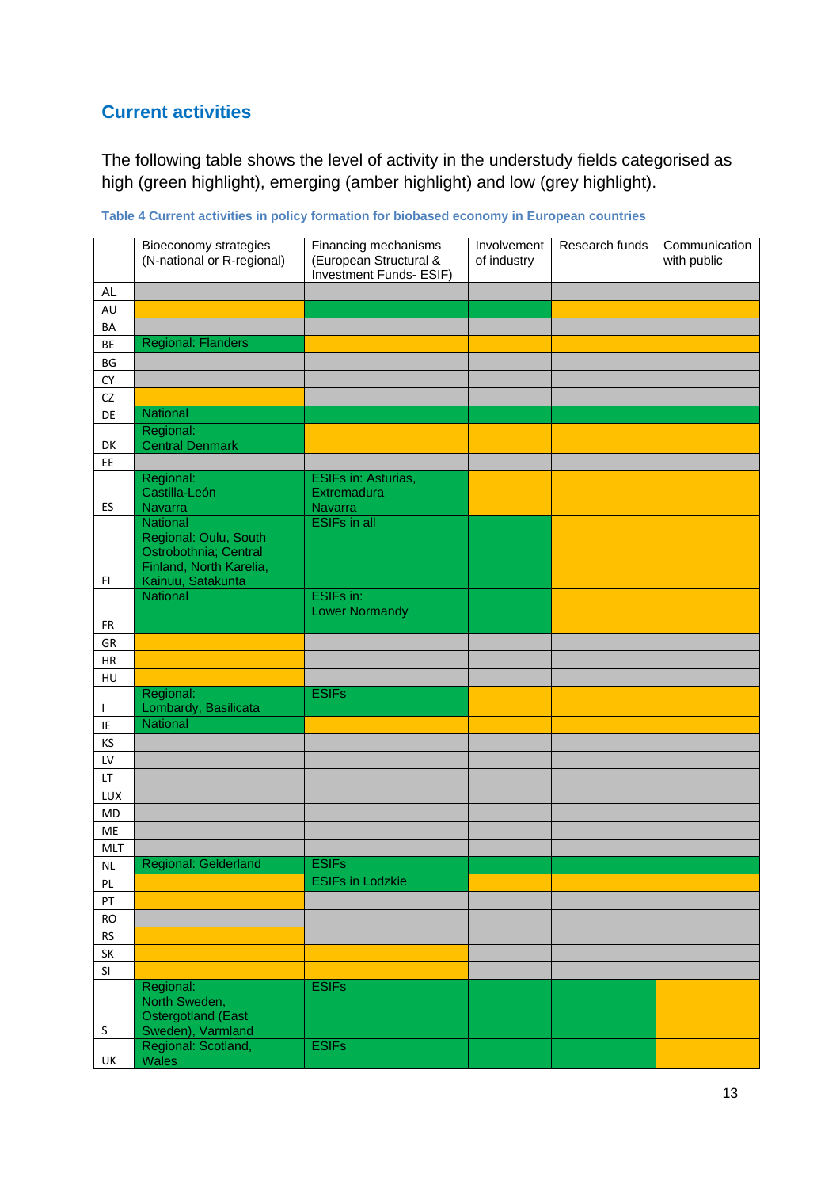## Current activities

The following table shows the level of activity in the understudy fields categorised as high (green highlight), emerging (amber highlight) and low (grey highlight).

**Table 4 Current activities in policy formation for biobased economy in European countries**

| | Bioeconomy strategies (N-national or R-regional) | Financing mechanisms (European Structural & Investment Funds- ESIF) | Involvement of industry | Research funds | Communication with public |
|---|---|---|---|---|---|
| AL | | | | | |
| AU | | | | | |
| BA | | | | | |
| BE | Regional: Flanders | | | | |
| BG | | | | | |
| CY | | | | | |
| CZ | | | | | |
| DE | National | | | | |
| DK | Regional: Central Denmark | | | | |
| EE | | | | | |
| ES | Regional: Castilla-León Navarra | ESIFs in: Asturias, Extremadura Navarra | | | |
| FI | National Regional: Oulu, South Ostrobothnia; Central Finland, North Karelia, Kainuu, Satakunta | ESIFs in all | | | |
| FR | National | ESIFs in: Lower Normandy | | | |
| GR | | | | | |
| HR | | | | | |
| HU | | | | | |
| I | Regional: Lombardy, Basilicata | ESIFs | | | |
| IE | National | | | | |
| KS | | | | | |
| LV | | | | | |
| LT | | | | | |
| LUX | | | | | |
| MD | | | | | |
| ME | | | | | |
| MLT | | | | | |
| NL | Regional: Gelderland | ESIFs | | | |
| PL | | ESIFs in Lodzkie | | | |
| PT | | | | | |
| RO | | | | | |
| RS | | | | | |
| SK | | | | | |
| SI | | | | | |
| S | Regional: North Sweden, Ostergotland (East Sweden), Varmland | ESIFs | | | |
| UK | Regional: Scotland, Wales | ESIFs | | | |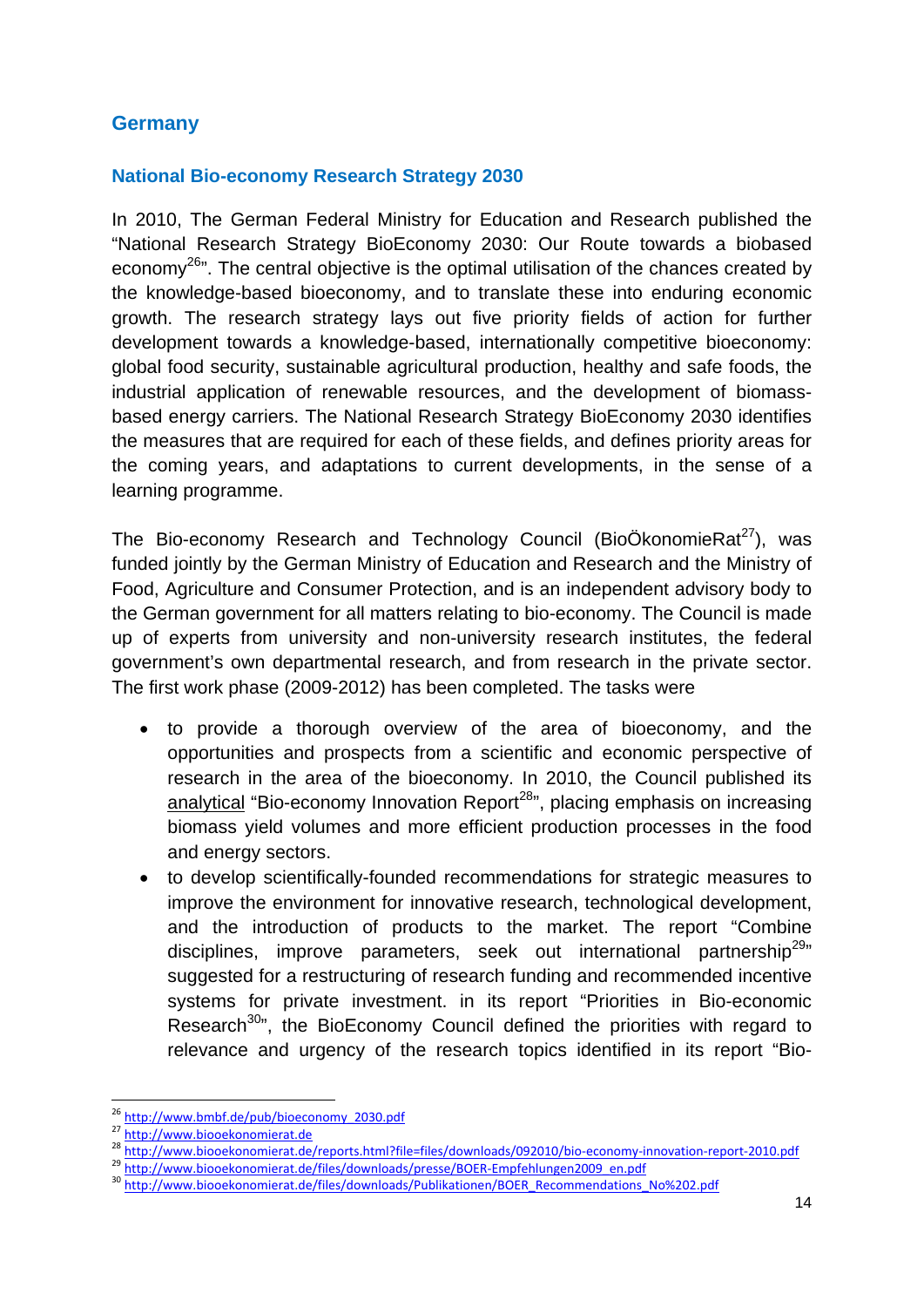## Germany

### National Bio-economy Research Strategy 2030

In 2010, The German Federal Ministry for Education and Research published the "National Research Strategy BioEconomy 2030: Our Route towards a biobased economy[26]". The central objective is the optimal utilisation of the chances created by the knowledge-based bioeconomy, and to translate these into enduring economic growth. The research strategy lays out five priority fields of action for further development towards a knowledge-based, internationally competitive bioeconomy: global food security, sustainable agricultural production, healthy and safe foods, the industrial application of renewable resources, and the development of biomass-based energy carriers. The National Research Strategy BioEconomy 2030 identifies the measures that are required for each of these fields, and defines priority areas for the coming years, and adaptations to current developments, in the sense of a learning programme.

The Bio-economy Research and Technology Council (BioÖkonomieRat[27]), was funded jointly by the German Ministry of Education and Research and the Ministry of Food, Agriculture and Consumer Protection, and is an independent advisory body to the German government for all matters relating to bio-economy. The Council is made up of experts from university and non-university research institutes, the federal government's own departmental research, and from research in the private sector. The first work phase (2009-2012) has been completed. The tasks were

- to provide a thorough overview of the area of bioeconomy, and the opportunities and prospects from a scientific and economic perspective of research in the area of the bioeconomy. In 2010, the Council published its analytical "Bio-economy Innovation Report[28]", placing emphasis on increasing biomass yield volumes and more efficient production processes in the food and energy sectors.
- to develop scientifically-founded recommendations for strategic measures to improve the environment for innovative research, technological development, and the introduction of products to the market. The report "Combine disciplines, improve parameters, seek out international partnership[29]" suggested for a restructuring of research funding and recommended incentive systems for private investment. in its report "Priorities in Bio-economic Research[30]", the BioEconomy Council defined the priorities with regard to relevance and urgency of the research topics identified in its report "Bio-

[26] http://www.bmbf.de/pub/bioeconomy_2030.pdf

[27] http://www.biooekonomierat.de

[28] http://www.biooekonomierat.de/reports.html?file=files/downloads/092010/bio-economy-innovation-report-2010.pdf

[29] http://www.biooekonomierat.de/files/downloads/presse/BOER-Empfehlungen2009_en.pdf

[30] http://www.biooekonomierat.de/files/downloads/Publikationen/BOER_Recommendations_No%202.pdf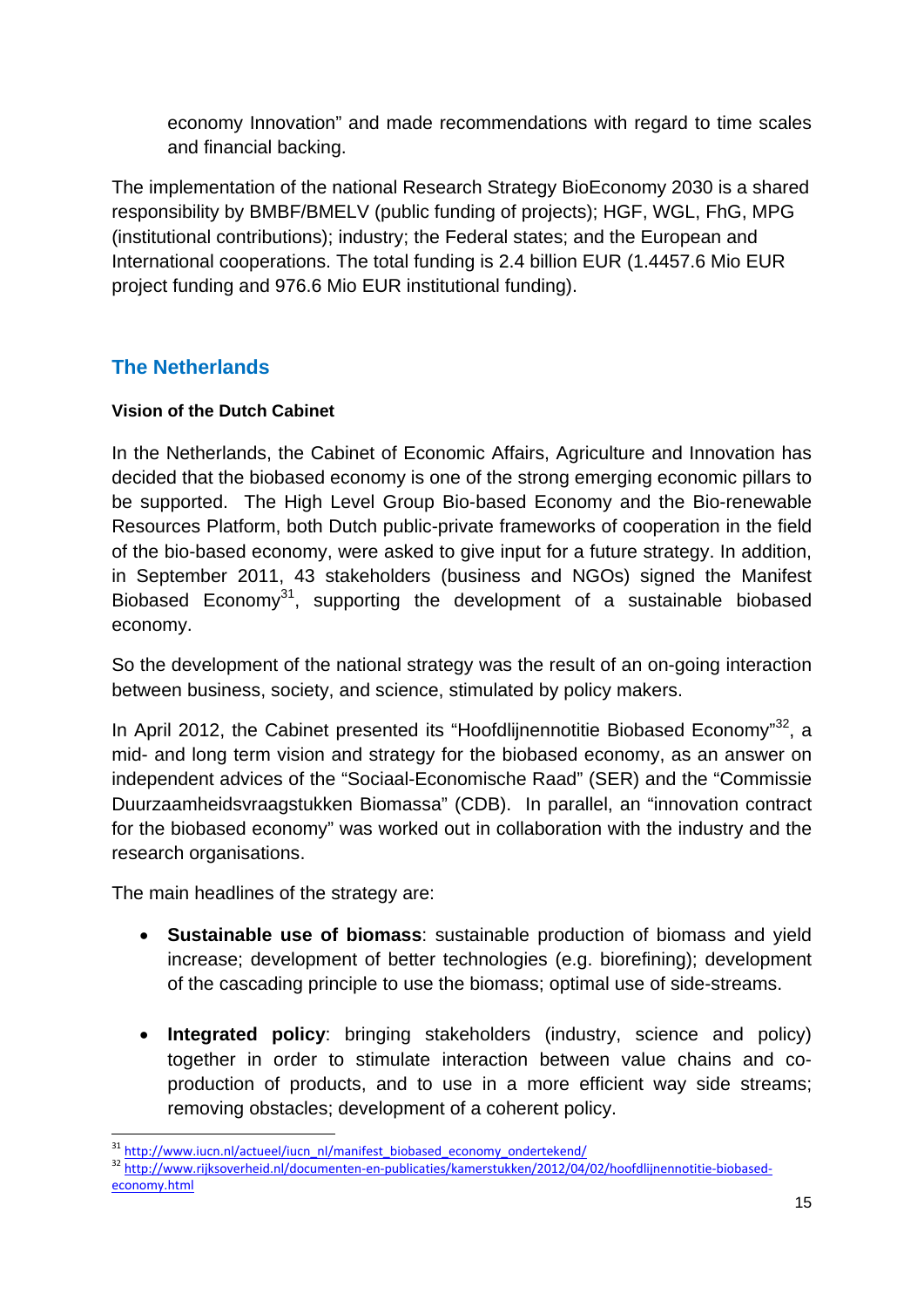economy Innovation" and made recommendations with regard to time scales and financial backing.

The implementation of the national Research Strategy BioEconomy 2030 is a shared responsibility by BMBF/BMELV (public funding of projects); HGF, WGL, FhG, MPG (institutional contributions); industry; the Federal states; and the European and International cooperations. The total funding is 2.4 billion EUR (1.4457.6 Mio EUR project funding and 976.6 Mio EUR institutional funding).

## The Netherlands

### Vision of the Dutch Cabinet

In the Netherlands, the Cabinet of Economic Affairs, Agriculture and Innovation has decided that the biobased economy is one of the strong emerging economic pillars to be supported. The High Level Group Bio-based Economy and the Bio-renewable Resources Platform, both Dutch public-private frameworks of cooperation in the field of the bio-based economy, were asked to give input for a future strategy. In addition, in September 2011, 43 stakeholders (business and NGOs) signed the Manifest Biobased Economy[31], supporting the development of a sustainable biobased economy.

So the development of the national strategy was the result of an on-going interaction between business, society, and science, stimulated by policy makers.

In April 2012, the Cabinet presented its "Hoofdlijnennotitie Biobased Economy"[32], a mid- and long term vision and strategy for the biobased economy, as an answer on independent advices of the "Sociaal-Economische Raad" (SER) and the "Commissie Duurzaamheidsvraagstukken Biomassa" (CDB). In parallel, an "innovation contract for the biobased economy" was worked out in collaboration with the industry and the research organisations.

The main headlines of the strategy are:

- **Sustainable use of biomass**: sustainable production of biomass and yield increase; development of better technologies (e.g. biorefining); development of the cascading principle to use the biomass; optimal use of side-streams.

- **Integrated policy**: bringing stakeholders (industry, science and policy) together in order to stimulate interaction between value chains and co-production of products, and to use in a more efficient way side streams; removing obstacles; development of a coherent policy.

---

[31] http://www.iucn.nl/actueel/iucn_nl/manifest_biobased_economy_ondertekend/

[32] http://www.rijksoverheid.nl/documenten-en-publicaties/kamerstukken/2012/04/02/hoofdlijnennotitie-biobased-economy.html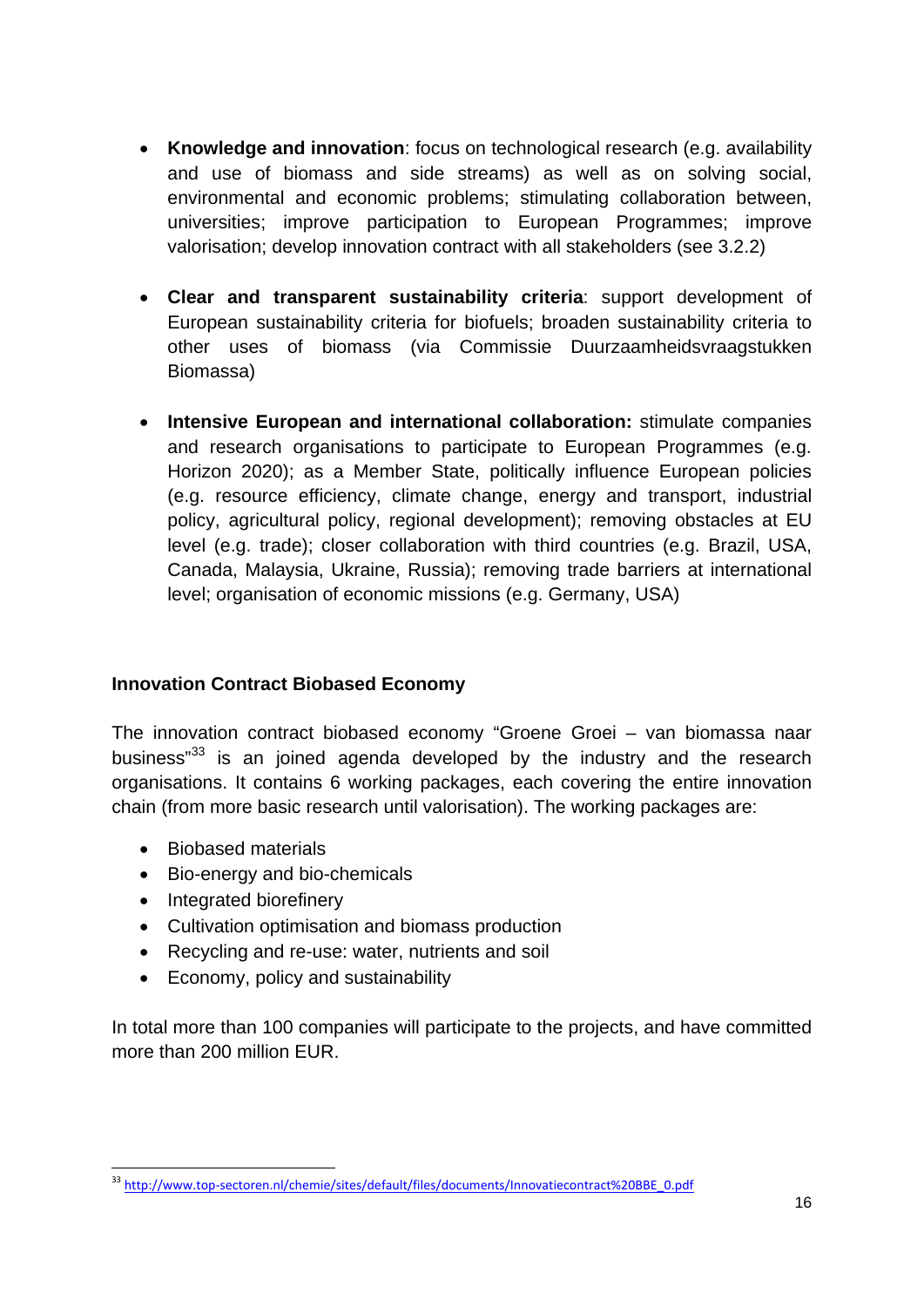- **Knowledge and innovation**: focus on technological research (e.g. availability and use of biomass and side streams) as well as on solving social, environmental and economic problems; stimulating collaboration between, universities; improve participation to European Programmes; improve valorisation; develop innovation contract with all stakeholders (see 3.2.2)

- **Clear and transparent sustainability criteria**: support development of European sustainability criteria for biofuels; broaden sustainability criteria to other uses of biomass (via Commissie Duurzaamheidsvraagstukken Biomassa)

- **Intensive European and international collaboration:** stimulate companies and research organisations to participate to European Programmes (e.g. Horizon 2020); as a Member State, politically influence European policies (e.g. resource efficiency, climate change, energy and transport, industrial policy, agricultural policy, regional development); removing obstacles at EU level (e.g. trade); closer collaboration with third countries (e.g. Brazil, USA, Canada, Malaysia, Ukraine, Russia); removing trade barriers at international level; organisation of economic missions (e.g. Germany, USA)

**Innovation Contract Biobased Economy**

The innovation contract biobased economy "Groene Groei – van biomassa naar business"[33] is an joined agenda developed by the industry and the research organisations. It contains 6 working packages, each covering the entire innovation chain (from more basic research until valorisation). The working packages are:

- Biobased materials
- Bio-energy and bio-chemicals
- Integrated biorefinery
- Cultivation optimisation and biomass production
- Recycling and re-use: water, nutrients and soil
- Economy, policy and sustainability

In total more than 100 companies will participate to the projects, and have committed more than 200 million EUR.

[33] http://www.top-sectoren.nl/chemie/sites/default/files/documents/Innovatiecontract%20BBE_0.pdf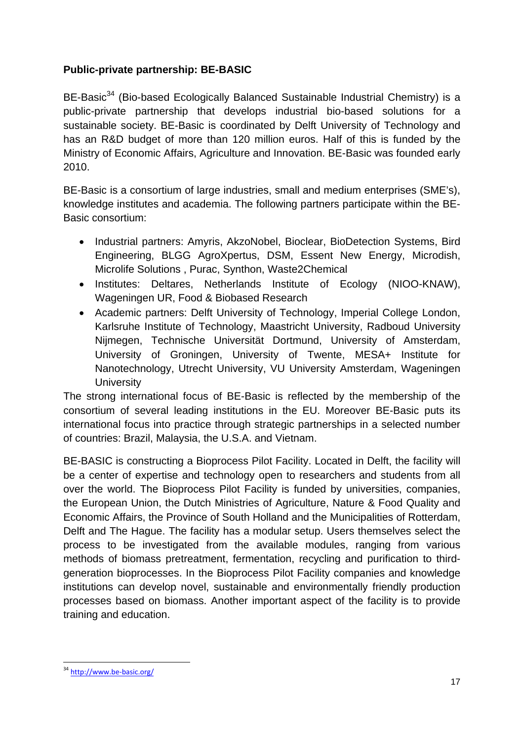**Public-private partnership: BE-BASIC**

BE-Basic[34] (Bio-based Ecologically Balanced Sustainable Industrial Chemistry) is a public-private partnership that develops industrial bio-based solutions for a sustainable society. BE-Basic is coordinated by Delft University of Technology and has an R&D budget of more than 120 million euros. Half of this is funded by the Ministry of Economic Affairs, Agriculture and Innovation. BE-Basic was founded early 2010.

BE-Basic is a consortium of large industries, small and medium enterprises (SME's), knowledge institutes and academia. The following partners participate within the BE-Basic consortium:

- Industrial partners: Amyris, AkzoNobel, Bioclear, BioDetection Systems, Bird Engineering, BLGG AgroXpertus, DSM, Essent New Energy, Microdish, Microlife Solutions , Purac, Synthon, Waste2Chemical
- Institutes: Deltares, Netherlands Institute of Ecology (NIOO-KNAW), Wageningen UR, Food & Biobased Research
- Academic partners: Delft University of Technology, Imperial College London, Karlsruhe Institute of Technology, Maastricht University, Radboud University Nijmegen, Technische Universität Dortmund, University of Amsterdam, University of Groningen, University of Twente, MESA+ Institute for Nanotechnology, Utrecht University, VU University Amsterdam, Wageningen University

The strong international focus of BE-Basic is reflected by the membership of the consortium of several leading institutions in the EU. Moreover BE-Basic puts its international focus into practice through strategic partnerships in a selected number of countries: Brazil, Malaysia, the U.S.A. and Vietnam.

BE-BASIC is constructing a Bioprocess Pilot Facility. Located in Delft, the facility will be a center of expertise and technology open to researchers and students from all over the world. The Bioprocess Pilot Facility is funded by universities, companies, the European Union, the Dutch Ministries of Agriculture, Nature & Food Quality and Economic Affairs, the Province of South Holland and the Municipalities of Rotterdam, Delft and The Hague. The facility has a modular setup. Users themselves select the process to be investigated from the available modules, ranging from various methods of biomass pretreatment, fermentation, recycling and purification to third-generation bioprocesses. In the Bioprocess Pilot Facility companies and knowledge institutions can develop novel, sustainable and environmentally friendly production processes based on biomass. Another important aspect of the facility is to provide training and education.

[34] http://www.be-basic.org/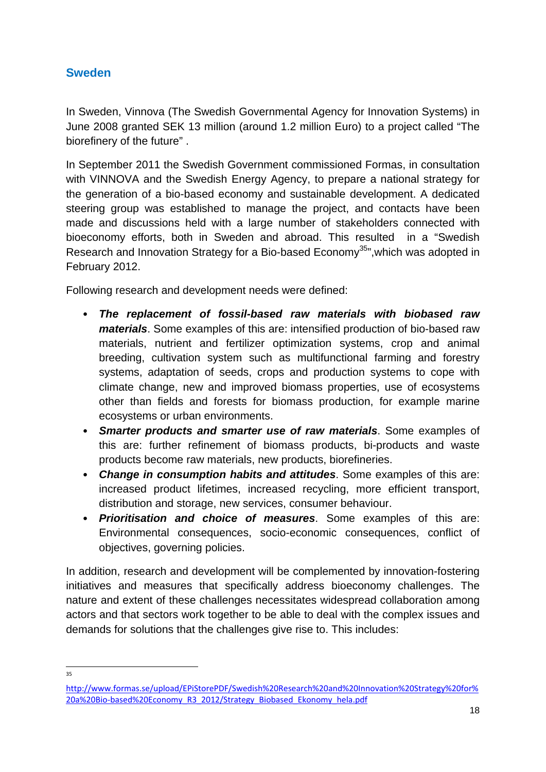## Sweden

In Sweden, Vinnova (The Swedish Governmental Agency for Innovation Systems) in June 2008 granted SEK 13 million (around 1.2 million Euro) to a project called "The biorefinery of the future" .

In September 2011 the Swedish Government commissioned Formas, in consultation with VINNOVA and the Swedish Energy Agency, to prepare a national strategy for the generation of a bio-based economy and sustainable development. A dedicated steering group was established to manage the project, and contacts have been made and discussions held with a large number of stakeholders connected with bioeconomy efforts, both in Sweden and abroad. This resulted in a "Swedish Research and Innovation Strategy for a Bio-based Economy[35]",which was adopted in February 2012.

Following research and development needs were defined:

- ***The replacement of fossil-based raw materials with biobased raw materials***. Some examples of this are: intensified production of bio-based raw materials, nutrient and fertilizer optimization systems, crop and animal breeding, cultivation system such as multifunctional farming and forestry systems, adaptation of seeds, crops and production systems to cope with climate change, new and improved biomass properties, use of ecosystems other than fields and forests for biomass production, for example marine ecosystems or urban environments.
- ***Smarter products and smarter use of raw materials***. Some examples of this are: further refinement of biomass products, bi-products and waste products become raw materials, new products, biorefineries.
- ***Change in consumption habits and attitudes***. Some examples of this are: increased product lifetimes, increased recycling, more efficient transport, distribution and storage, new services, consumer behaviour.
- ***Prioritisation and choice of measures***. Some examples of this are: Environmental consequences, socio-economic consequences, conflict of objectives, governing policies.

In addition, research and development will be complemented by innovation-fostering initiatives and measures that specifically address bioeconomy challenges. The nature and extent of these challenges necessitates widespread collaboration among actors and that sectors work together to be able to deal with the complex issues and demands for solutions that the challenges give rise to. This includes:

---

[35] http://www.formas.se/upload/EPiStorePDF/Swedish%20Research%20and%20Innovation%20Strategy%20for%20a%20Bio-based%20Economy_R3_2012/Strategy_Biobased_Ekonomy_hela.pdf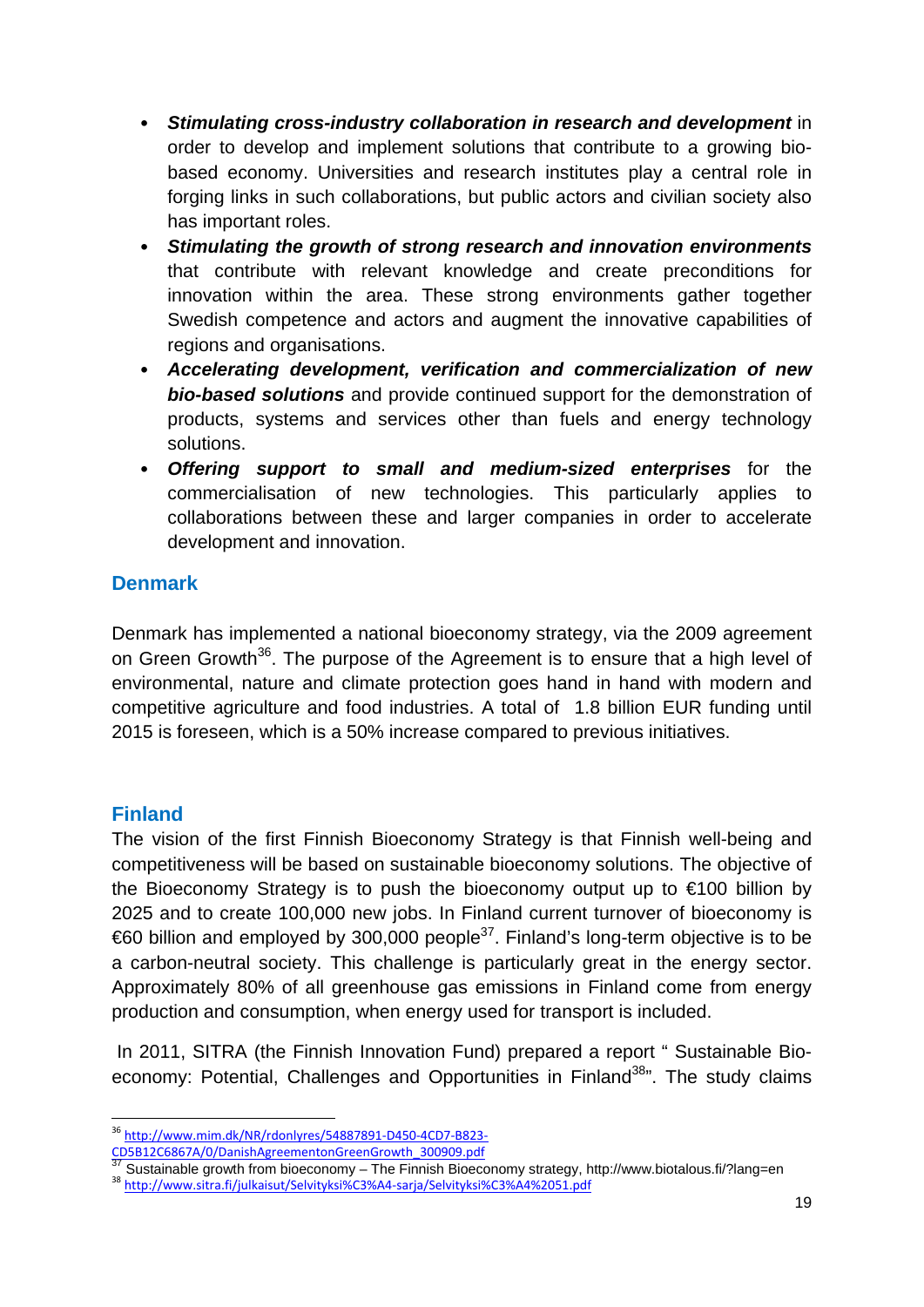- ***Stimulating cross-industry collaboration in research and development*** in order to develop and implement solutions that contribute to a growing bio-based economy. Universities and research institutes play a central role in forging links in such collaborations, but public actors and civilian society also has important roles.
- ***Stimulating the growth of strong research and innovation environments*** that contribute with relevant knowledge and create preconditions for innovation within the area. These strong environments gather together Swedish competence and actors and augment the innovative capabilities of regions and organisations.
- ***Accelerating development, verification and commercialization of new bio-based solutions*** and provide continued support for the demonstration of products, systems and services other than fuels and energy technology solutions.
- ***Offering support to small and medium-sized enterprises*** for the commercialisation of new technologies. This particularly applies to collaborations between these and larger companies in order to accelerate development and innovation.

## Denmark

Denmark has implemented a national bioeconomy strategy, via the 2009 agreement on Green Growth[36]. The purpose of the Agreement is to ensure that a high level of environmental, nature and climate protection goes hand in hand with modern and competitive agriculture and food industries. A total of 1.8 billion EUR funding until 2015 is foreseen, which is a 50% increase compared to previous initiatives.

## Finland

The vision of the first Finnish Bioeconomy Strategy is that Finnish well-being and competitiveness will be based on sustainable bioeconomy solutions. The objective of the Bioeconomy Strategy is to push the bioeconomy output up to €100 billion by 2025 and to create 100,000 new jobs. In Finland current turnover of bioeconomy is €60 billion and employed by 300,000 people[37]. Finland's long-term objective is to be a carbon-neutral society. This challenge is particularly great in the energy sector. Approximately 80% of all greenhouse gas emissions in Finland come from energy production and consumption, when energy used for transport is included.

In 2011, SITRA (the Finnish Innovation Fund) prepared a report " Sustainable Bio-economy: Potential, Challenges and Opportunities in Finland[38]". The study claims

---

[36] http://www.mim.dk/NR/rdonlyres/54887891-D450-4CD7-B823-CD5B12C6867A/0/DanishAgreementonGreenGrowth_300909.pdf

[37] Sustainable growth from bioeconomy – The Finnish Bioeconomy strategy, http://www.biotalous.fi/?lang=en

[38] http://www.sitra.fi/julkaisut/Selvityksi%C3%A4-sarja/Selvityksi%C3%A4%2051.pdf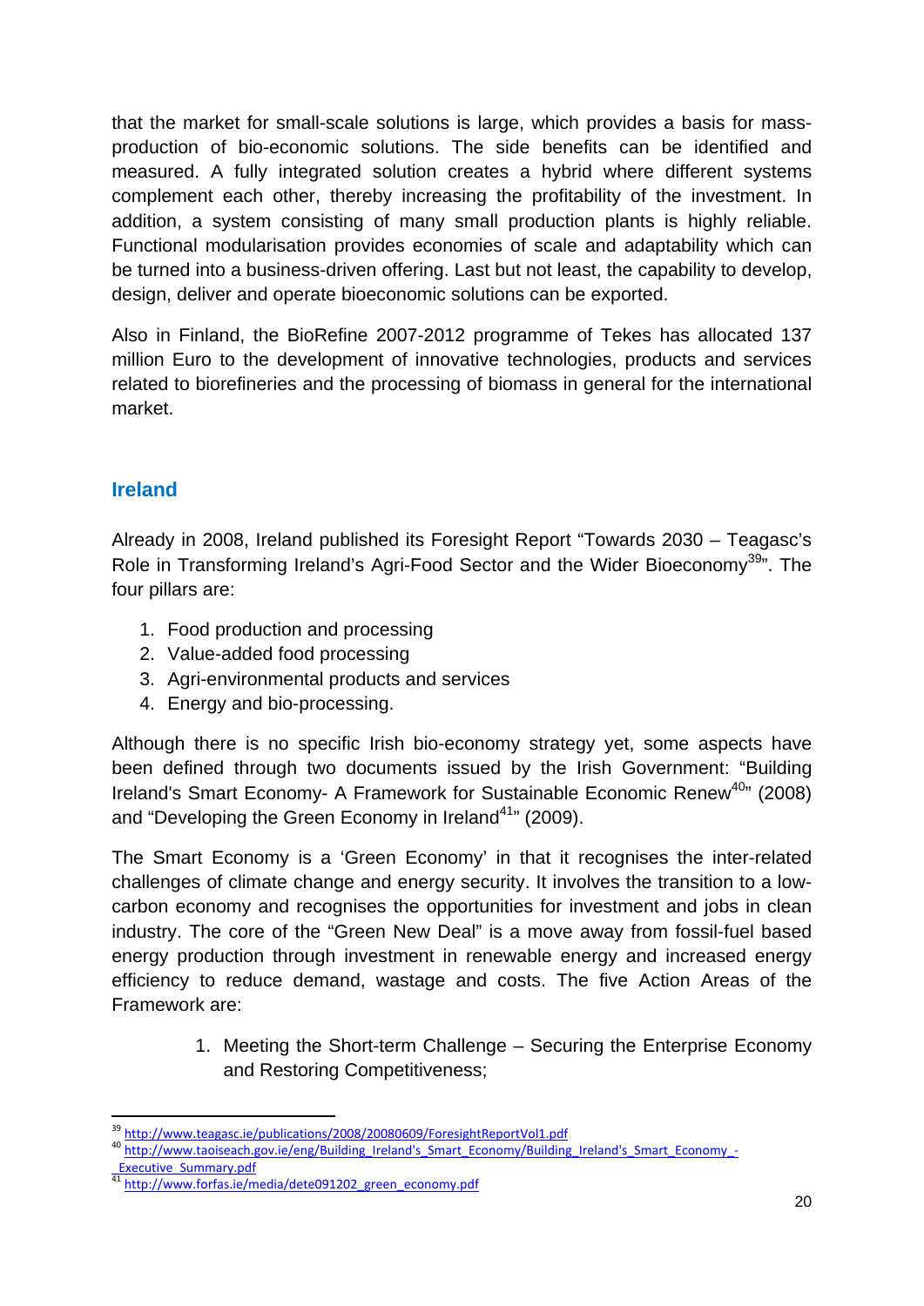that the market for small-scale solutions is large, which provides a basis for mass-production of bio-economic solutions. The side benefits can be identified and measured. A fully integrated solution creates a hybrid where different systems complement each other, thereby increasing the profitability of the investment. In addition, a system consisting of many small production plants is highly reliable. Functional modularisation provides economies of scale and adaptability which can be turned into a business-driven offering. Last but not least, the capability to develop, design, deliver and operate bioeconomic solutions can be exported.

Also in Finland, the BioRefine 2007-2012 programme of Tekes has allocated 137 million Euro to the development of innovative technologies, products and services related to biorefineries and the processing of biomass in general for the international market.

## Ireland

Already in 2008, Ireland published its Foresight Report "Towards 2030 – Teagasc's Role in Transforming Ireland's Agri-Food Sector and the Wider Bioeconomy[39]". The four pillars are:

1. Food production and processing
2. Value-added food processing
3. Agri-environmental products and services
4. Energy and bio-processing.

Although there is no specific Irish bio-economy strategy yet, some aspects have been defined through two documents issued by the Irish Government: "Building Ireland's Smart Economy- A Framework for Sustainable Economic Renew[40]" (2008) and "Developing the Green Economy in Ireland[41]" (2009).

The Smart Economy is a 'Green Economy' in that it recognises the inter-related challenges of climate change and energy security. It involves the transition to a low-carbon economy and recognises the opportunities for investment and jobs in clean industry. The core of the "Green New Deal" is a move away from fossil-fuel based energy production through investment in renewable energy and increased energy efficiency to reduce demand, wastage and costs. The five Action Areas of the Framework are:

1. Meeting the Short-term Challenge – Securing the Enterprise Economy and Restoring Competitiveness;

---

[39] http://www.teagasc.ie/publications/2008/20080609/ForesightReportVol1.pdf

[40] http://www.taoiseach.gov.ie/eng/Building_Ireland's_Smart_Economy/Building_Ireland's_Smart_Economy_-_Executive_Summary.pdf

[41] http://www.forfas.ie/media/dete091202_green_economy.pdf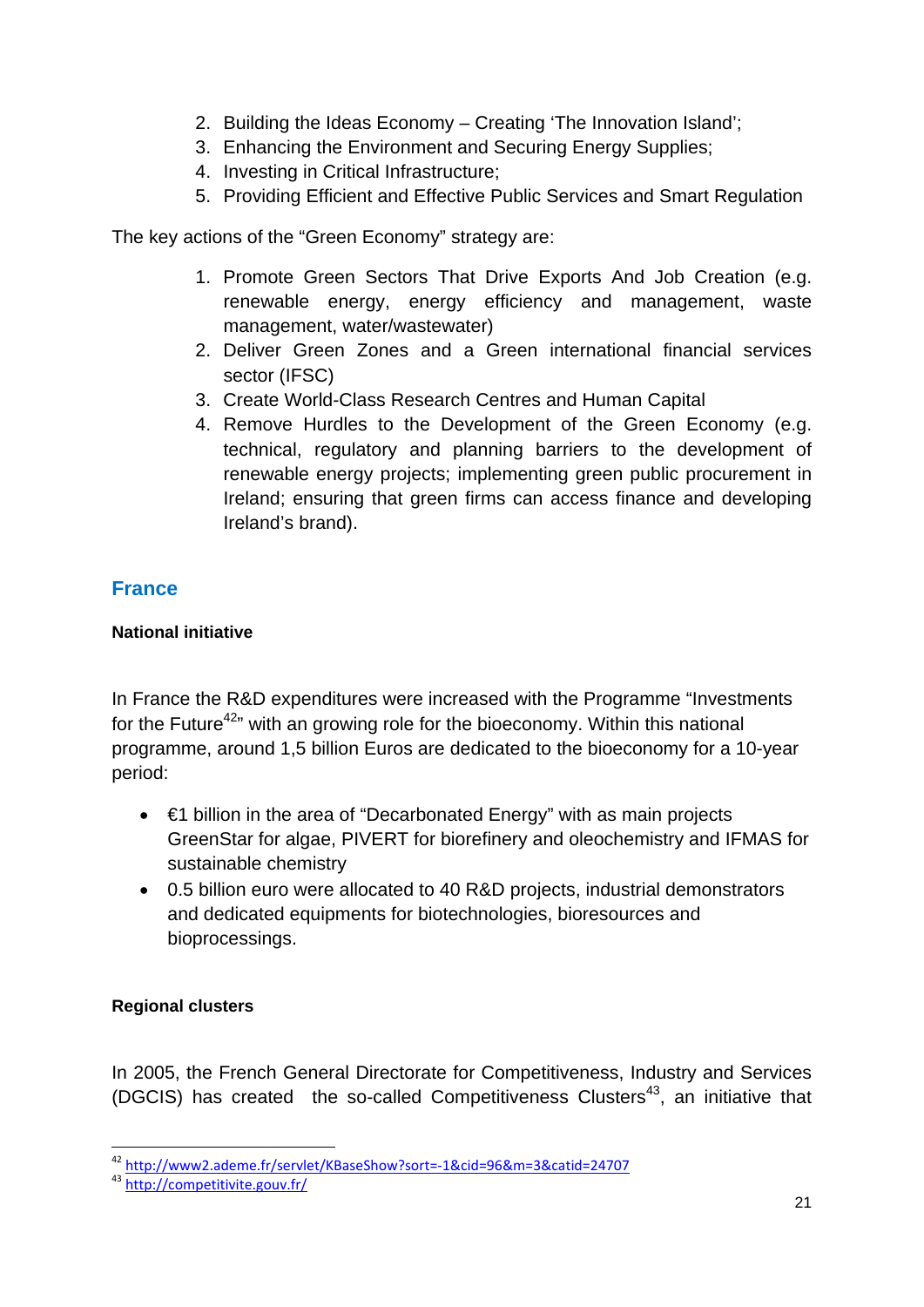2. Building the Ideas Economy – Creating 'The Innovation Island';
3. Enhancing the Environment and Securing Energy Supplies;
4. Investing in Critical Infrastructure;
5. Providing Efficient and Effective Public Services and Smart Regulation

The key actions of the "Green Economy" strategy are:

1. Promote Green Sectors That Drive Exports And Job Creation (e.g. renewable energy, energy efficiency and management, waste management, water/wastewater)
2. Deliver Green Zones and a Green international financial services sector (IFSC)
3. Create World-Class Research Centres and Human Capital
4. Remove Hurdles to the Development of the Green Economy (e.g. technical, regulatory and planning barriers to the development of renewable energy projects; implementing green public procurement in Ireland; ensuring that green firms can access finance and developing Ireland's brand).

## France

**National initiative**

In France the R&D expenditures were increased with the Programme "Investments for the Future[42]" with an growing role for the bioeconomy. Within this national programme, around 1,5 billion Euros are dedicated to the bioeconomy for a 10-year period:

- €1 billion in the area of "Decarbonated Energy" with as main projects GreenStar for algae, PIVERT for biorefinery and oleochemistry and IFMAS for sustainable chemistry
- 0.5 billion euro were allocated to 40 R&D projects, industrial demonstrators and dedicated equipments for biotechnologies, bioresources and bioprocessings.

**Regional clusters**

In 2005, the French General Directorate for Competitiveness, Industry and Services (DGCIS) has created the so-called Competitiveness Clusters[43], an initiative that

[42] http://www2.ademe.fr/servlet/KBaseShow?sort=-1&cid=96&m=3&catid=24707

[43] http://competitivite.gouv.fr/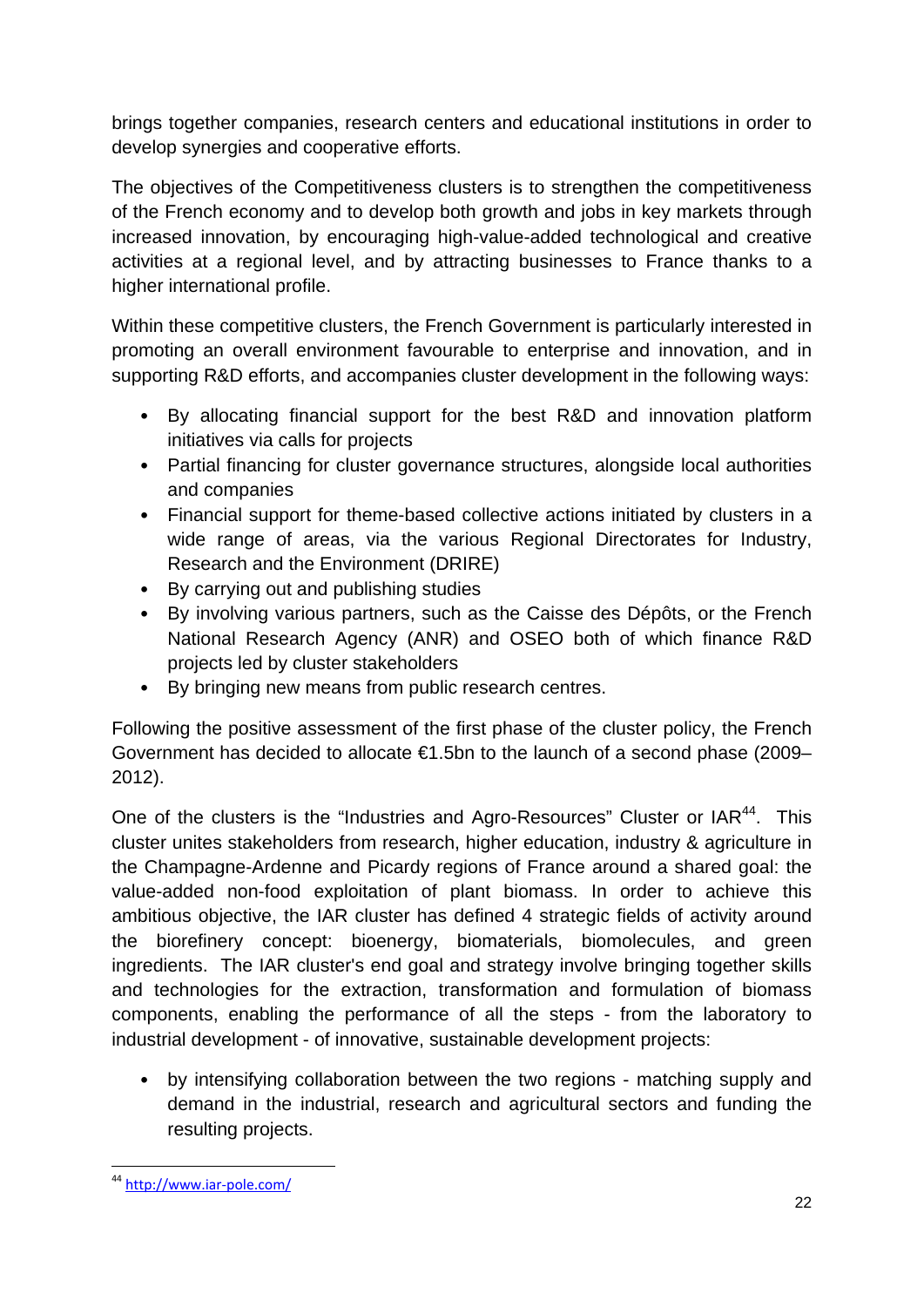brings together companies, research centers and educational institutions in order to develop synergies and cooperative efforts.

The objectives of the Competitiveness clusters is to strengthen the competitiveness of the French economy and to develop both growth and jobs in key markets through increased innovation, by encouraging high-value-added technological and creative activities at a regional level, and by attracting businesses to France thanks to a higher international profile.

Within these competitive clusters, the French Government is particularly interested in promoting an overall environment favourable to enterprise and innovation, and in supporting R&D efforts, and accompanies cluster development in the following ways:

- By allocating financial support for the best R&D and innovation platform initiatives via calls for projects
- Partial financing for cluster governance structures, alongside local authorities and companies
- Financial support for theme-based collective actions initiated by clusters in a wide range of areas, via the various Regional Directorates for Industry, Research and the Environment (DRIRE)
- By carrying out and publishing studies
- By involving various partners, such as the Caisse des Dépôts, or the French National Research Agency (ANR) and OSEO both of which finance R&D projects led by cluster stakeholders
- By bringing new means from public research centres.

Following the positive assessment of the first phase of the cluster policy, the French Government has decided to allocate €1.5bn to the launch of a second phase (2009–2012).

One of the clusters is the "Industries and Agro-Resources" Cluster or IAR[44]. This cluster unites stakeholders from research, higher education, industry & agriculture in the Champagne-Ardenne and Picardy regions of France around a shared goal: the value-added non-food exploitation of plant biomass. In order to achieve this ambitious objective, the IAR cluster has defined 4 strategic fields of activity around the biorefinery concept: bioenergy, biomaterials, biomolecules, and green ingredients. The IAR cluster's end goal and strategy involve bringing together skills and technologies for the extraction, transformation and formulation of biomass components, enabling the performance of all the steps - from the laboratory to industrial development - of innovative, sustainable development projects:

- by intensifying collaboration between the two regions - matching supply and demand in the industrial, research and agricultural sectors and funding the resulting projects.

[44] http://www.iar-pole.com/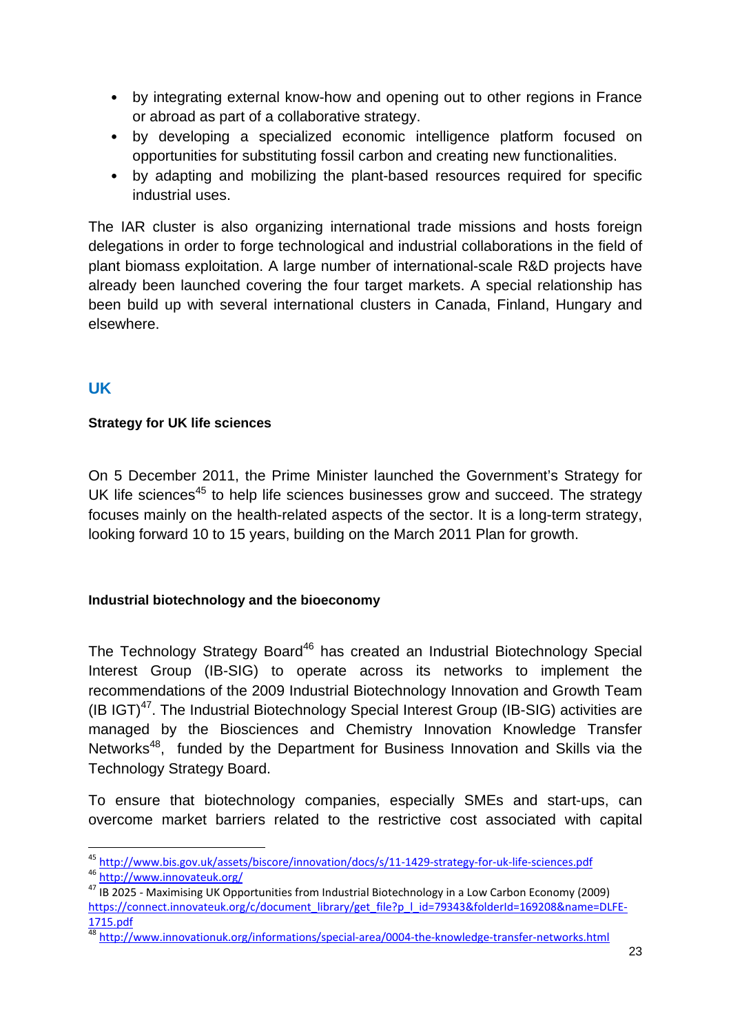- by integrating external know-how and opening out to other regions in France or abroad as part of a collaborative strategy.
- by developing a specialized economic intelligence platform focused on opportunities for substituting fossil carbon and creating new functionalities.
- by adapting and mobilizing the plant-based resources required for specific industrial uses.

The IAR cluster is also organizing international trade missions and hosts foreign delegations in order to forge technological and industrial collaborations in the field of plant biomass exploitation. A large number of international-scale R&D projects have already been launched covering the four target markets. A special relationship has been build up with several international clusters in Canada, Finland, Hungary and elsewhere.

## UK

#### Strategy for UK life sciences

On 5 December 2011, the Prime Minister launched the Government's Strategy for UK life sciences[45] to help life sciences businesses grow and succeed. The strategy focuses mainly on the health-related aspects of the sector. It is a long-term strategy, looking forward 10 to 15 years, building on the March 2011 Plan for growth.

#### Industrial biotechnology and the bioeconomy

The Technology Strategy Board[46] has created an Industrial Biotechnology Special Interest Group (IB-SIG) to operate across its networks to implement the recommendations of the 2009 Industrial Biotechnology Innovation and Growth Team (IB IGT)[47]. The Industrial Biotechnology Special Interest Group (IB-SIG) activities are managed by the Biosciences and Chemistry Innovation Knowledge Transfer Networks[48], funded by the Department for Business Innovation and Skills via the Technology Strategy Board.

To ensure that biotechnology companies, especially SMEs and start-ups, can overcome market barriers related to the restrictive cost associated with capital

---

[45] http://www.bis.gov.uk/assets/biscore/innovation/docs/s/11-1429-strategy-for-uk-life-sciences.pdf

[46] http://www.innovateuk.org/

[47] IB 2025 - Maximising UK Opportunities from Industrial Biotechnology in a Low Carbon Economy (2009) https://connect.innovateuk.org/c/document_library/get_file?p_l_id=79343&folderId=169208&name=DLFE-1715.pdf

[48] http://www.innovationuk.org/informations/special-area/0004-the-knowledge-transfer-networks.html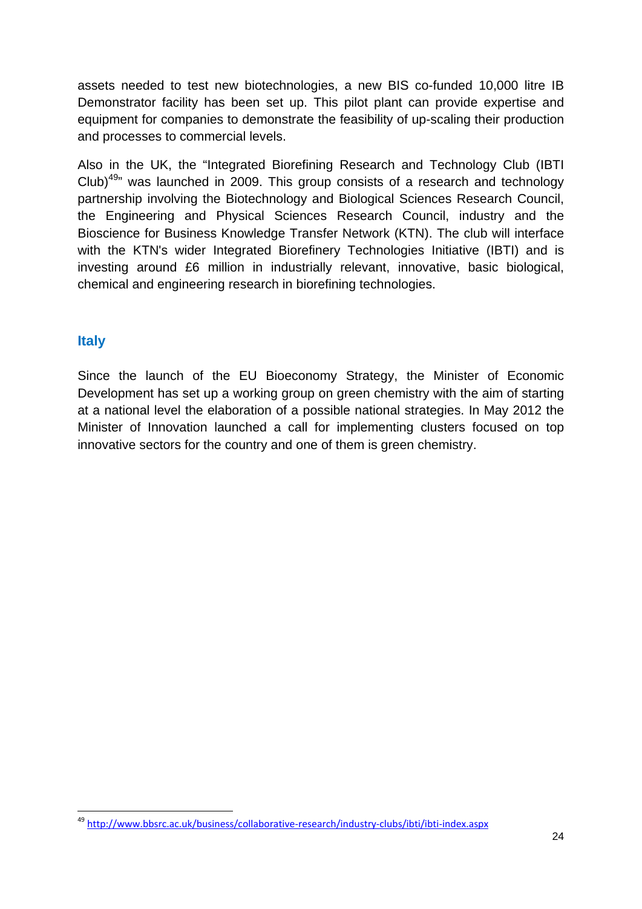assets needed to test new biotechnologies, a new BIS co-funded 10,000 litre IB Demonstrator facility has been set up. This pilot plant can provide expertise and equipment for companies to demonstrate the feasibility of up-scaling their production and processes to commercial levels.

Also in the UK, the "Integrated Biorefining Research and Technology Club (IBTI Club)[49]" was launched in 2009. This group consists of a research and technology partnership involving the Biotechnology and Biological Sciences Research Council, the Engineering and Physical Sciences Research Council, industry and the Bioscience for Business Knowledge Transfer Network (KTN). The club will interface with the KTN's wider Integrated Biorefinery Technologies Initiative (IBTI) and is investing around £6 million in industrially relevant, innovative, basic biological, chemical and engineering research in biorefining technologies.

## Italy

Since the launch of the EU Bioeconomy Strategy, the Minister of Economic Development has set up a working group on green chemistry with the aim of starting at a national level the elaboration of a possible national strategies. In May 2012 the Minister of Innovation launched a call for implementing clusters focused on top innovative sectors for the country and one of them is green chemistry.

---

[49] http://www.bbsrc.ac.uk/business/collaborative-research/industry-clubs/ibti/ibti-index.aspx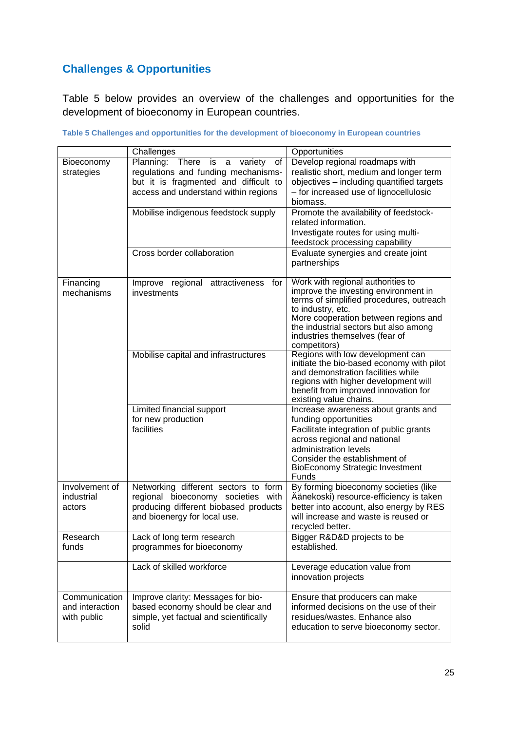## Challenges & Opportunities

Table 5 below provides an overview of the challenges and opportunities for the development of bioeconomy in European countries.

**Table 5 Challenges and opportunities for the development of bioeconomy in European countries**

| | Challenges | Opportunities |
|---|---|---|
| Bioeconomy strategies | Planning: There is a variety of regulations and funding mechanisms- but it is fragmented and difficult to access and understand within regions | Develop regional roadmaps with realistic short, medium and longer term objectives – including quantified targets – for increased use of lignocellulosic biomass. |
| | Mobilise indigenous feedstock supply | Promote the availability of feedstock-related information. Investigate routes for using multi-feedstock processing capability |
| | Cross border collaboration | Evaluate synergies and create joint partnerships |
| Financing mechanisms | Improve regional attractiveness for investments | Work with regional authorities to improve the investing environment in terms of simplified procedures, outreach to industry, etc. More cooperation between regions and the industrial sectors but also among industries themselves (fear of competitors) |
| | Mobilise capital and infrastructures | Regions with low development can initiate the bio-based economy with pilot and demonstration facilities while regions with higher development will benefit from improved innovation for existing value chains. |
| | Limited financial support for new production facilities | Increase awareness about grants and funding opportunities Facilitate integration of public grants across regional and national administration levels Consider the establishment of BioEconomy Strategic Investment Funds |
| Involvement of industrial actors | Networking different sectors to form regional bioeconomy societies with producing different biobased products and bioenergy for local use. | By forming bioeconomy societies (like Äänekoski) resource-efficiency is taken better into account, also energy by RES will increase and waste is reused or recycled better. |
| Research funds | Lack of long term research programmes for bioeconomy | Bigger R&D&D projects to be established. |
| | Lack of skilled workforce | Leverage education value from innovation projects |
| Communication and interaction with public | Improve clarity: Messages for bio-based economy should be clear and simple, yet factual and scientifically solid | Ensure that producers can make informed decisions on the use of their residues/wastes. Enhance also education to serve bioeconomy sector. |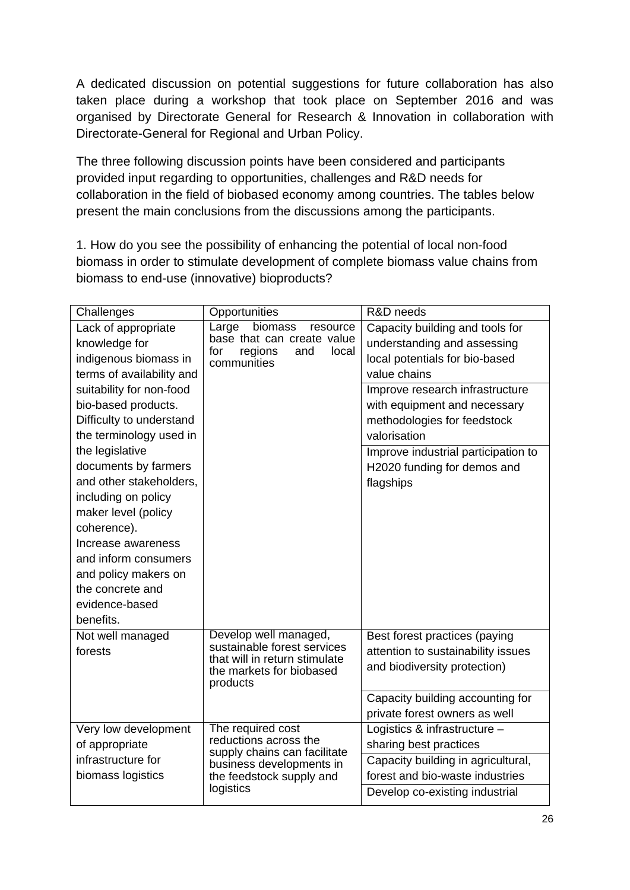A dedicated discussion on potential suggestions for future collaboration has also taken place during a workshop that took place on September 2016 and was organised by Directorate General for Research & Innovation in collaboration with Directorate-General for Regional and Urban Policy.

The three following discussion points have been considered and participants provided input regarding to opportunities, challenges and R&D needs for collaboration in the field of biobased economy among countries. The tables below present the main conclusions from the discussions among the participants.

1. How do you see the possibility of enhancing the potential of local non-food biomass in order to stimulate development of complete biomass value chains from biomass to end-use (innovative) bioproducts?

| Challenges | Opportunities | R&D needs |
|---|---|---|
| Lack of appropriate knowledge for indigenous biomass in terms of availability and suitability for non-food bio-based products. Difficulty to understand the terminology used in the legislative documents by farmers and other stakeholders, including on policy maker level (policy coherence). Increase awareness and inform consumers and policy makers on the concrete and evidence-based benefits. | Large biomass resource base that can create value for regions and local communities | Capacity building and tools for understanding and assessing local potentials for bio-based value chains |
| | | Improve research infrastructure with equipment and necessary methodologies for feedstock valorisation |
| | | Improve industrial participation to H2020 funding for demos and flagships |
| Not well managed forests | Develop well managed, sustainable forest services that will in return stimulate the markets for biobased products | Best forest practices (paying attention to sustainability issues and biodiversity protection) |
| | | Capacity building accounting for private forest owners as well |
| Very low development of appropriate infrastructure for biomass logistics | The required cost reductions across the supply chains can facilitate business developments in the feedstock supply and logistics | Logistics & infrastructure – sharing best practices |
| | | Capacity building in agricultural, forest and bio-waste industries |
| | | Develop co-existing industrial |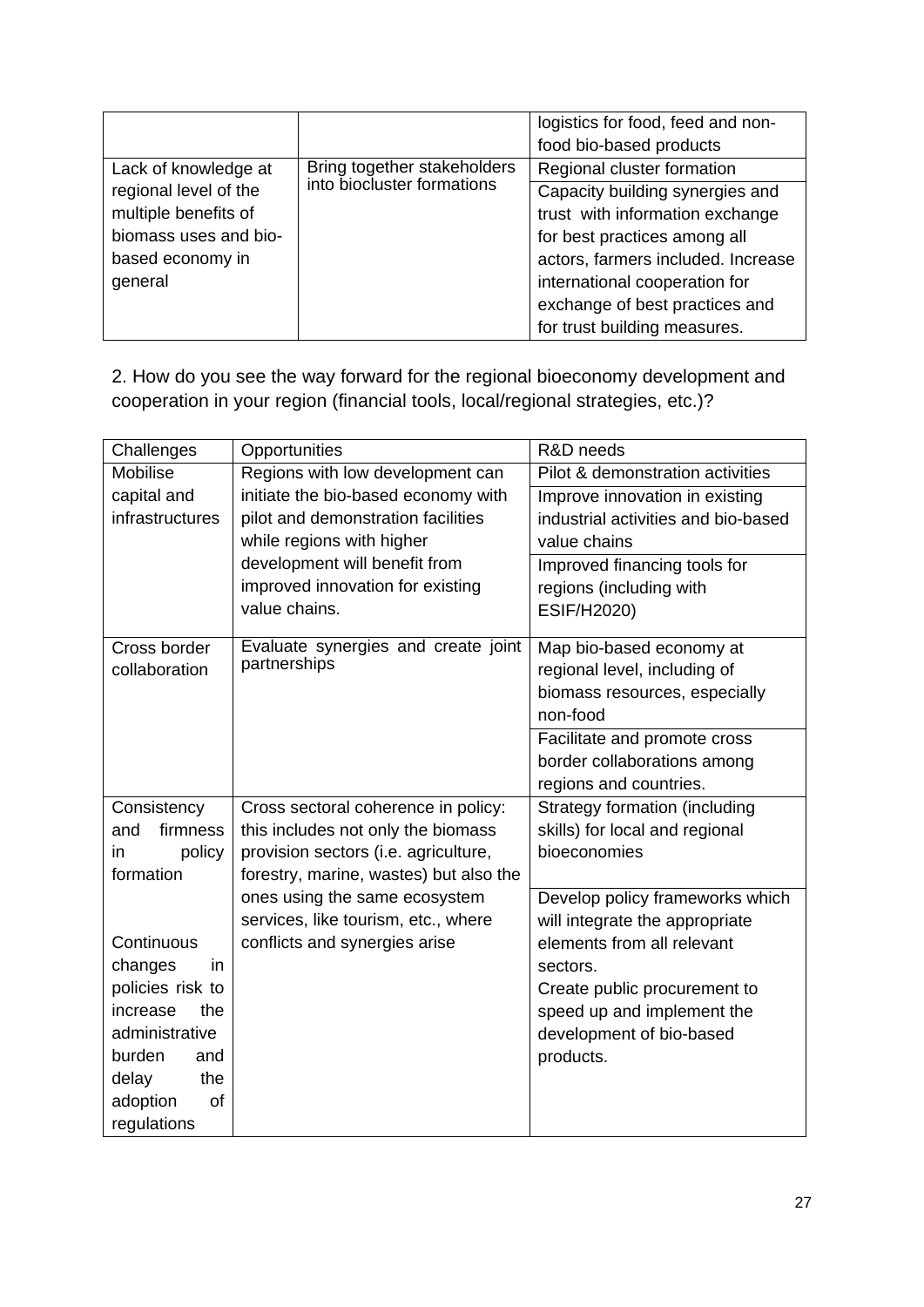| | | logistics for food, feed and non-food bio-based products |
|---|---|---|
| Lack of knowledge at regional level of the multiple benefits of biomass uses and bio-based economy in general | Bring together stakeholders into biocluster formations | Regional cluster formation |
| | | Capacity building synergies and trust with information exchange for best practices among all actors, farmers included. Increase international cooperation for exchange of best practices and for trust building measures. |

2. How do you see the way forward for the regional bioeconomy development and cooperation in your region (financial tools, local/regional strategies, etc.)?

| Challenges | Opportunities | R&D needs |
|---|---|---|
| Mobilise capital and infrastructures | Regions with low development can initiate the bio-based economy with pilot and demonstration facilities while regions with higher development will benefit from improved innovation for existing value chains. | Pilot & demonstration activities |
| | | Improve innovation in existing industrial activities and bio-based value chains |
| | | Improved financing tools for regions (including with ESIF/H2020) |
| Cross border collaboration | Evaluate synergies and create joint partnerships | Map bio-based economy at regional level, including of biomass resources, especially non-food |
| | | Facilitate and promote cross border collaborations among regions and countries. |
| Consistency and firmness in policy formation<br><br>Continuous changes in policies risk to increase the administrative burden and delay the adoption of regulations | Cross sectoral coherence in policy: this includes not only the biomass provision sectors (i.e. agriculture, forestry, marine, wastes) but also the ones using the same ecosystem services, like tourism, etc., where conflicts and synergies arise | Strategy formation (including skills) for local and regional bioeconomies |
| | | Develop policy frameworks which will integrate the appropriate elements from all relevant sectors.<br>Create public procurement to speed up and implement the development of bio-based products. |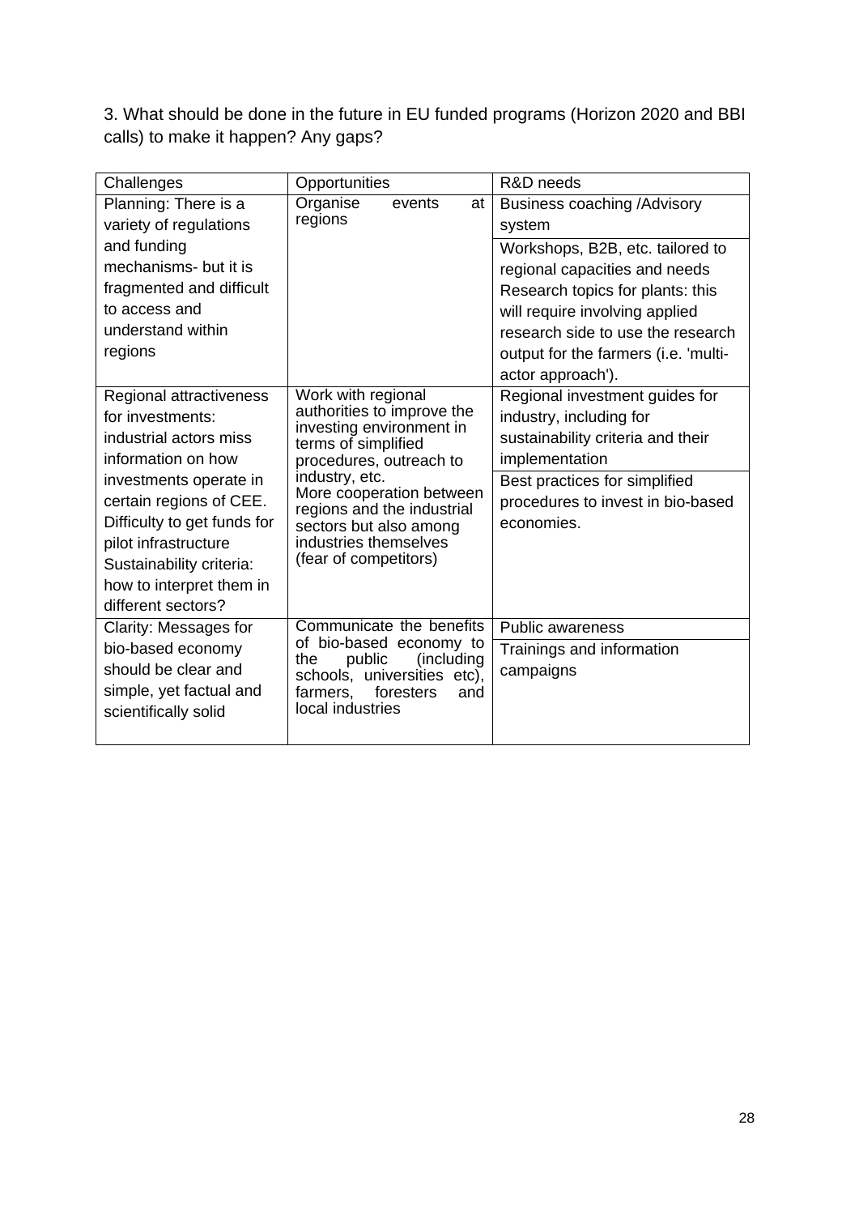3. What should be done in the future in EU funded programs (Horizon 2020 and BBI calls) to make it happen? Any gaps?

| Challenges | Opportunities | R&D needs |
| --- | --- | --- |
| Planning: There is a variety of regulations and funding mechanisms- but it is fragmented and difficult to access and understand within regions | Organise events at regions | Business coaching /Advisory system<br>Workshops, B2B, etc. tailored to regional capacities and needs Research topics for plants: this will require involving applied research side to use the research output for the farmers (i.e. 'multi-actor approach'). |
| Regional attractiveness for investments: industrial actors miss information on how investments operate in certain regions of CEE. Difficulty to get funds for pilot infrastructure Sustainability criteria: how to interpret them in different sectors? | Work with regional authorities to improve the investing environment in terms of simplified procedures, outreach to industry, etc. More cooperation between regions and the industrial sectors but also among industries themselves (fear of competitors) | Regional investment guides for industry, including for sustainability criteria and their implementation<br>Best practices for simplified procedures to invest in bio-based economies. |
| Clarity: Messages for bio-based economy should be clear and simple, yet factual and scientifically solid | Communicate the benefits of bio-based economy to the public (including schools, universities etc), farmers, foresters and local industries | Public awareness<br>Trainings and information campaigns |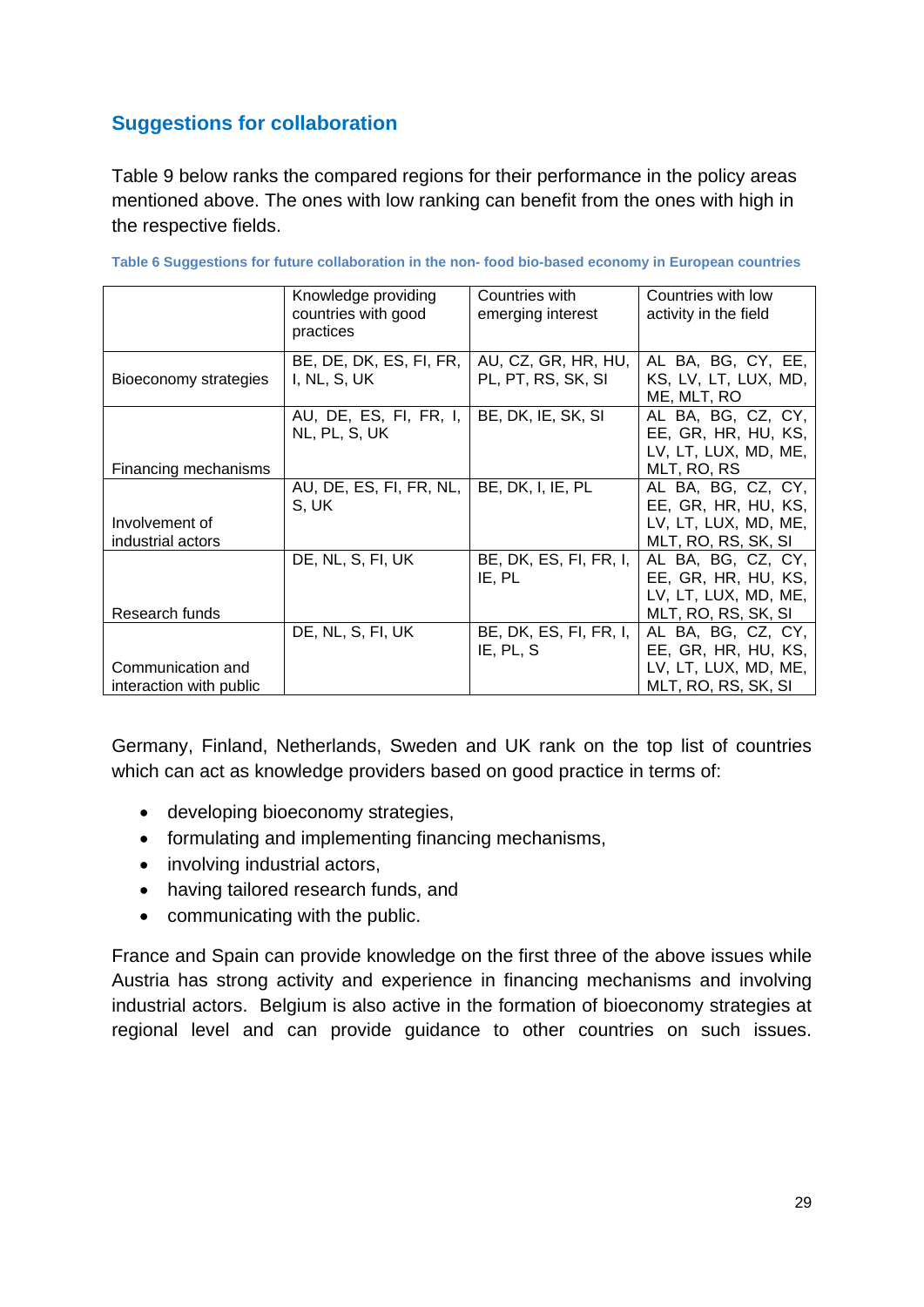## Suggestions for collaboration

Table 9 below ranks the compared regions for their performance in the policy areas mentioned above. The ones with low ranking can benefit from the ones with high in the respective fields.

**Table 6 Suggestions for future collaboration in the non- food bio-based economy in European countries**

| | Knowledge providing countries with good practices | Countries with emerging interest | Countries with low activity in the field |
|---|---|---|---|
| Bioeconomy strategies | BE, DE, DK, ES, FI, FR, I, NL, S, UK | AU, CZ, GR, HR, HU, PL, PT, RS, SK, SI | AL BA, BG, CY, EE, KS, LV, LT, LUX, MD, ME, MLT, RO |
| Financing mechanisms | AU, DE, ES, FI, FR, I, NL, PL, S, UK | BE, DK, IE, SK, SI | AL BA, BG, CZ, CY, EE, GR, HR, HU, KS, LV, LT, LUX, MD, ME, MLT, RO, RS |
| Involvement of industrial actors | AU, DE, ES, FI, FR, NL, S, UK | BE, DK, I, IE, PL | AL BA, BG, CZ, CY, EE, GR, HR, HU, KS, LV, LT, LUX, MD, ME, MLT, RO, RS, SK, SI |
| Research funds | DE, NL, S, FI, UK | BE, DK, ES, FI, FR, I, IE, PL | AL BA, BG, CZ, CY, EE, GR, HR, HU, KS, LV, LT, LUX, MD, ME, MLT, RO, RS, SK, SI |
| Communication and interaction with public | DE, NL, S, FI, UK | BE, DK, ES, FI, FR, I, IE, PL, S | AL BA, BG, CZ, CY, EE, GR, HR, HU, KS, LV, LT, LUX, MD, ME, MLT, RO, RS, SK, SI |

Germany, Finland, Netherlands, Sweden and UK rank on the top list of countries which can act as knowledge providers based on good practice in terms of:

- developing bioeconomy strategies,
- formulating and implementing financing mechanisms,
- involving industrial actors,
- having tailored research funds, and
- communicating with the public.

France and Spain can provide knowledge on the first three of the above issues while Austria has strong activity and experience in financing mechanisms and involving industrial actors. Belgium is also active in the formation of bioeconomy strategies at regional level and can provide guidance to other countries on such issues.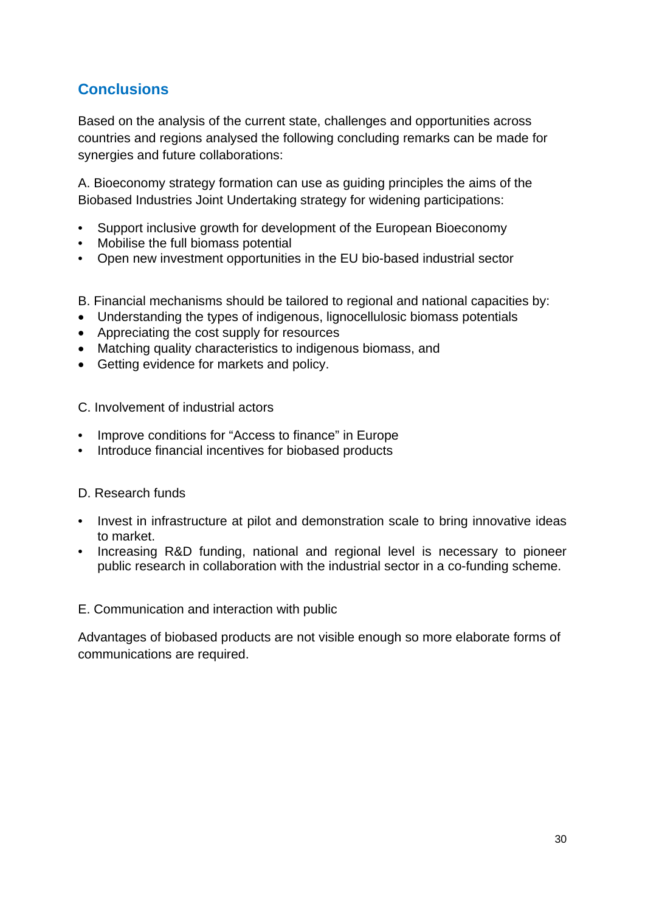## Conclusions

Based on the analysis of the current state, challenges and opportunities across countries and regions analysed the following concluding remarks can be made for synergies and future collaborations:

A. Bioeconomy strategy formation can use as guiding principles the aims of the Biobased Industries Joint Undertaking strategy for widening participations:

- Support inclusive growth for development of the European Bioeconomy
- Mobilise the full biomass potential
- Open new investment opportunities in the EU bio-based industrial sector

B. Financial mechanisms should be tailored to regional and national capacities by:

- Understanding the types of indigenous, lignocellulosic biomass potentials
- Appreciating the cost supply for resources
- Matching quality characteristics to indigenous biomass, and
- Getting evidence for markets and policy.

C. Involvement of industrial actors

- Improve conditions for “Access to finance” in Europe
- Introduce financial incentives for biobased products

D. Research funds

- Invest in infrastructure at pilot and demonstration scale to bring innovative ideas to market.
- Increasing R&D funding, national and regional level is necessary to pioneer public research in collaboration with the industrial sector in a co-funding scheme.

E. Communication and interaction with public

Advantages of biobased products are not visible enough so more elaborate forms of communications are required.